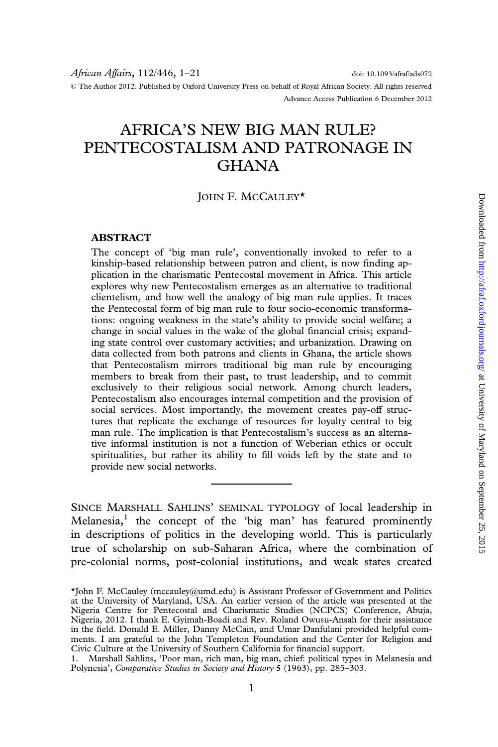# AFRICA'S NEW BIG MAN RULE? PENTECOSTALISM AND PATRONAGE IN GHANA

JOHN F. MCCAULEY*

## ABSTRACT

The concept of 'big man rule', conventionally invoked to refer to a kinship-based relationship between patron and client, is now finding application in the charismatic Pentecostal movement in Africa. This article explores why new Pentecostalism emerges as an alternative to traditional clientelism, and how well the analogy of big man rule applies. It traces the Pentecostal form of big man rule to four socio-economic transformations: ongoing weakness in the state's ability to provide social welfare; a change in social values in the wake of the global financial crisis; expanding state control over customary activities; and urbanization. Drawing on data collected from both patrons and clients in Ghana, the article shows that Pentecostalism mirrors traditional big man rule by encouraging members to break from their past, to trust leadership, and to commit exclusively to their religious social network. Among church leaders, Pentecostalism also encourages internal competition and the provision of social services. Most importantly, the movement creates pay-off structures that replicate the exchange of resources for loyalty central to big man rule. The implication is that Pentecostalism's success as an alternative informal institution is not a function of Weberian ethics or occult spiritualities, but rather its ability to fill voids left by the state and to provide new social networks.

---

SINCE MARSHALL SAHLINS' SEMINAL TYPOLOGY of local leadership in Melanesia,[1] the concept of the 'big man' has featured prominently in descriptions of politics in the developing world. This is particularly true of scholarship on sub-Saharan Africa, where the combination of pre-colonial norms, post-colonial institutions, and weak states created

---

*John F. McCauley (mccauley@umd.edu) is Assistant Professor of Government and Politics at the University of Maryland, USA. An earlier version of the article was presented at the Nigeria Centre for Pentecostal and Charismatic Studies (NCPCS) Conference, Abuja, Nigeria, 2012. I thank E. Gyimah-Boadi and Rev. Roland Owusu-Ansah for their assistance in the field. Donald E. Miller, Danny McCain, and Umar Danfulani provided helpful comments. I am grateful to the John Templeton Foundation and the Center for Religion and Civic Culture at the University of Southern California for financial support.

1. Marshall Sahlins, 'Poor man, rich man, big man, chief: political types in Melanesia and Polynesia', *Comparative Studies in Society and History* 5 (1963), pp. 285–303.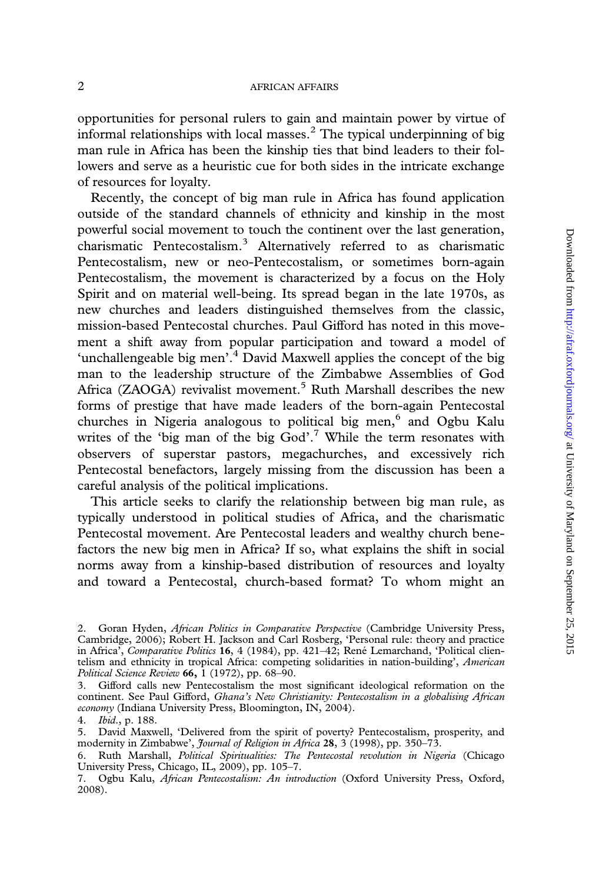opportunities for personal rulers to gain and maintain power by virtue of informal relationships with local masses.[2] The typical underpinning of big man rule in Africa has been the kinship ties that bind leaders to their followers and serve as a heuristic cue for both sides in the intricate exchange of resources for loyalty.

Recently, the concept of big man rule in Africa has found application outside of the standard channels of ethnicity and kinship in the most powerful social movement to touch the continent over the last generation, charismatic Pentecostalism.[3] Alternatively referred to as charismatic Pentecostalism, new or neo-Pentecostalism, or sometimes born-again Pentecostalism, the movement is characterized by a focus on the Holy Spirit and on material well-being. Its spread began in the late 1970s, as new churches and leaders distinguished themselves from the classic, mission-based Pentecostal churches. Paul Gifford has noted in this movement a shift away from popular participation and toward a model of 'unchallengeable big men'.[4] David Maxwell applies the concept of the big man to the leadership structure of the Zimbabwe Assemblies of God Africa (ZAOGA) revivalist movement.[5] Ruth Marshall describes the new forms of prestige that have made leaders of the born-again Pentecostal churches in Nigeria analogous to political big men,[6] and Ogbu Kalu writes of the 'big man of the big God'.[7] While the term resonates with observers of superstar pastors, megachurches, and excessively rich Pentecostal benefactors, largely missing from the discussion has been a careful analysis of the political implications.

This article seeks to clarify the relationship between big man rule, as typically understood in political studies of Africa, and the charismatic Pentecostal movement. Are Pentecostal leaders and wealthy church benefactors the new big men in Africa? If so, what explains the shift in social norms away from a kinship-based distribution of resources and loyalty and toward a Pentecostal, church-based format? To whom might an

2. Goran Hyden, *African Politics in Comparative Perspective* (Cambridge University Press, Cambridge, 2006); Robert H. Jackson and Carl Rosberg, 'Personal rule: theory and practice in Africa', *Comparative Politics* **16**, 4 (1984), pp. 421–42; René Lemarchand, 'Political clientelism and ethnicity in tropical Africa: competing solidarities in nation-building', *American Political Science Review* **66,** 1 (1972), pp. 68–90.

3. Gifford calls new Pentecostalism the most significant ideological reformation on the continent. See Paul Gifford, *Ghana's New Christianity: Pentecostalism in a globalising African economy* (Indiana University Press, Bloomington, IN, 2004).

4. *Ibid.*, p. 188.

5. David Maxwell, 'Delivered from the spirit of poverty? Pentecostalism, prosperity, and modernity in Zimbabwe', *Journal of Religion in Africa* **28**, 3 (1998), pp. 350–73.

6. Ruth Marshall, *Political Spiritualities: The Pentecostal revolution in Nigeria* (Chicago University Press, Chicago, IL, 2009), pp. 105–7.

7. Ogbu Kalu, *African Pentecostalism: An introduction* (Oxford University Press, Oxford, 2008).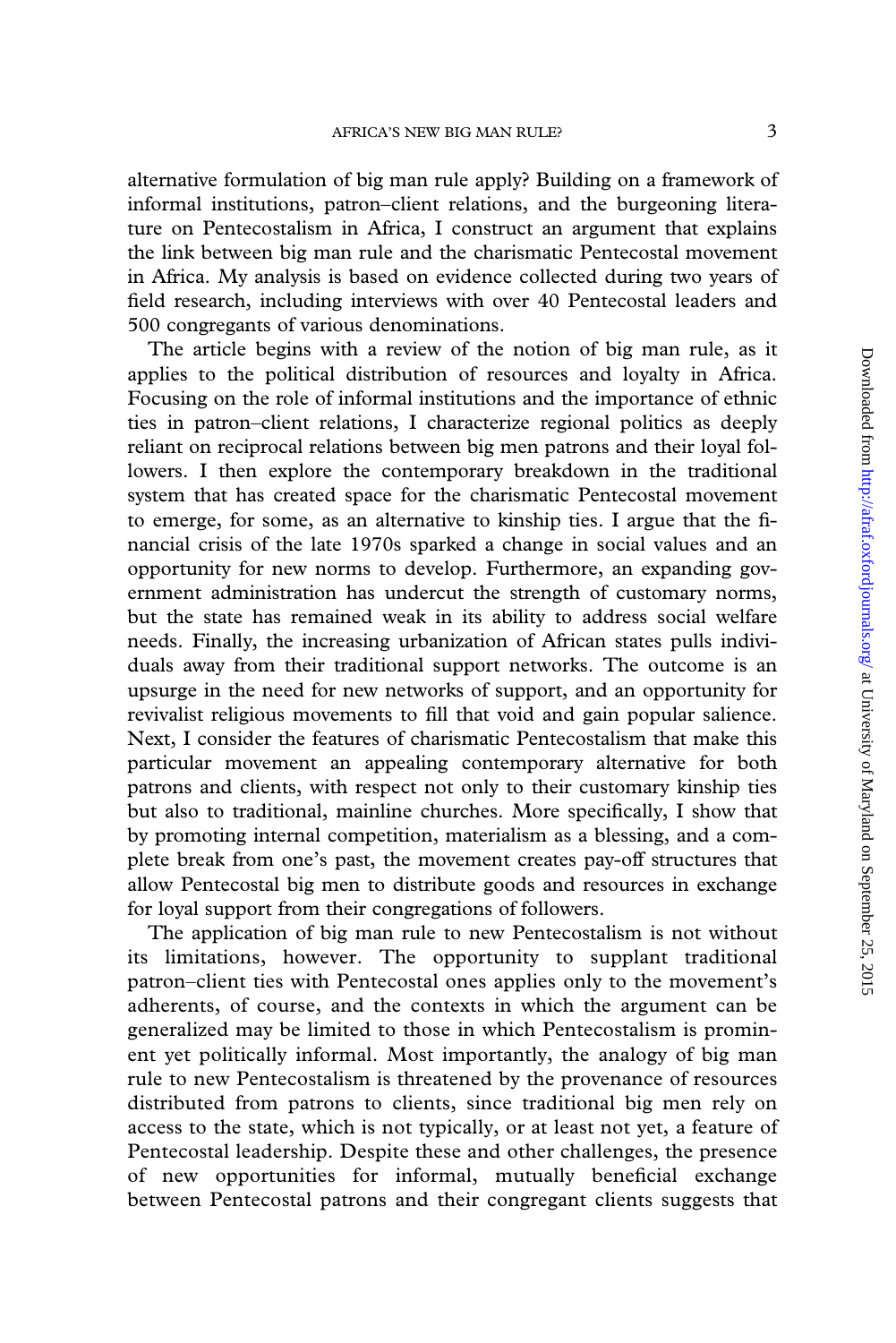alternative formulation of big man rule apply? Building on a framework of informal institutions, patron–client relations, and the burgeoning literature on Pentecostalism in Africa, I construct an argument that explains the link between big man rule and the charismatic Pentecostal movement in Africa. My analysis is based on evidence collected during two years of field research, including interviews with over 40 Pentecostal leaders and 500 congregants of various denominations.

The article begins with a review of the notion of big man rule, as it applies to the political distribution of resources and loyalty in Africa. Focusing on the role of informal institutions and the importance of ethnic ties in patron–client relations, I characterize regional politics as deeply reliant on reciprocal relations between big men patrons and their loyal followers. I then explore the contemporary breakdown in the traditional system that has created space for the charismatic Pentecostal movement to emerge, for some, as an alternative to kinship ties. I argue that the financial crisis of the late 1970s sparked a change in social values and an opportunity for new norms to develop. Furthermore, an expanding government administration has undercut the strength of customary norms, but the state has remained weak in its ability to address social welfare needs. Finally, the increasing urbanization of African states pulls individuals away from their traditional support networks. The outcome is an upsurge in the need for new networks of support, and an opportunity for revivalist religious movements to fill that void and gain popular salience. Next, I consider the features of charismatic Pentecostalism that make this particular movement an appealing contemporary alternative for both patrons and clients, with respect not only to their customary kinship ties but also to traditional, mainline churches. More specifically, I show that by promoting internal competition, materialism as a blessing, and a complete break from one's past, the movement creates pay-off structures that allow Pentecostal big men to distribute goods and resources in exchange for loyal support from their congregations of followers.

The application of big man rule to new Pentecostalism is not without its limitations, however. The opportunity to supplant traditional patron–client ties with Pentecostal ones applies only to the movement's adherents, of course, and the contexts in which the argument can be generalized may be limited to those in which Pentecostalism is prominent yet politically informal. Most importantly, the analogy of big man rule to new Pentecostalism is threatened by the provenance of resources distributed from patrons to clients, since traditional big men rely on access to the state, which is not typically, or at least not yet, a feature of Pentecostal leadership. Despite these and other challenges, the presence of new opportunities for informal, mutually beneficial exchange between Pentecostal patrons and their congregant clients suggests that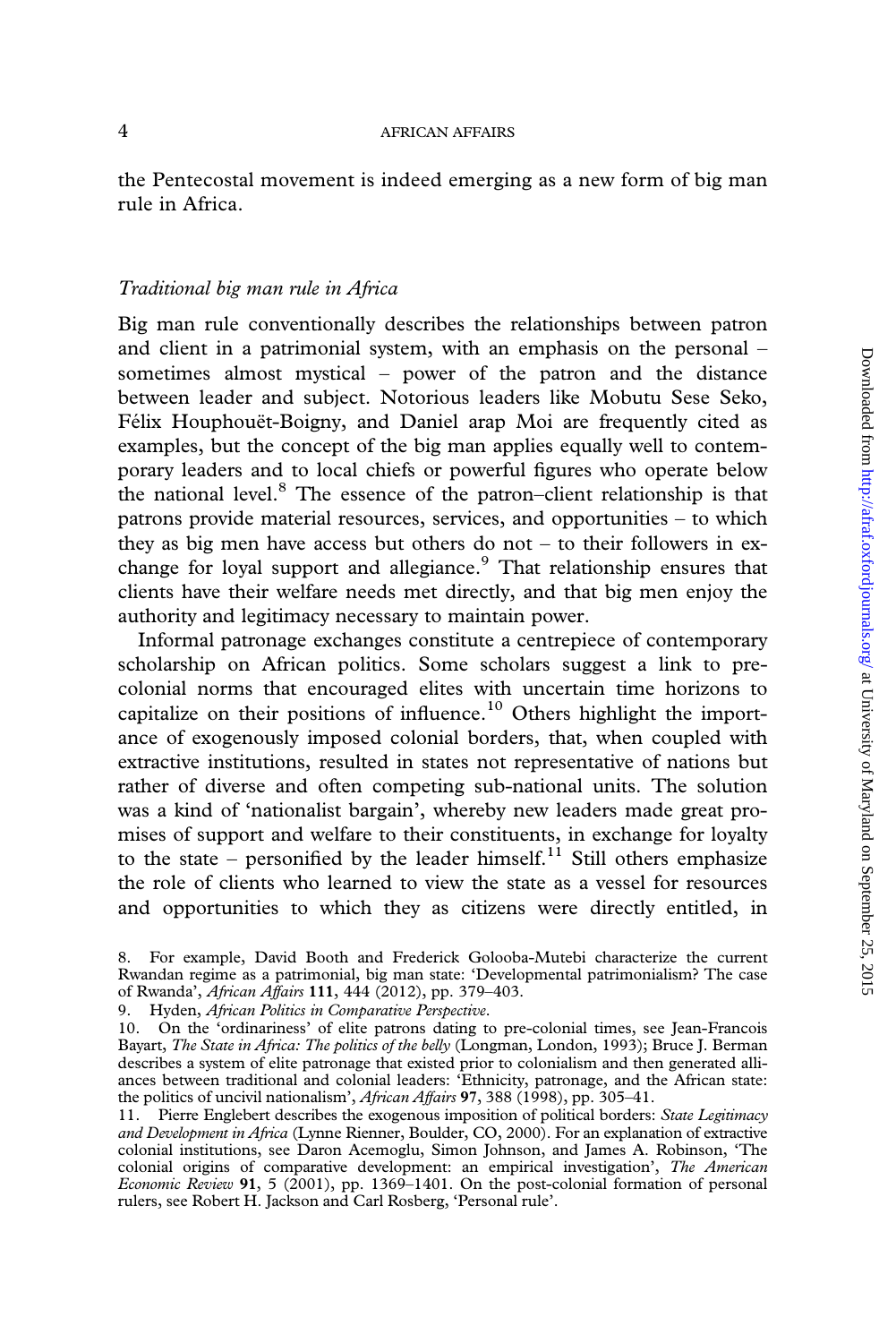the Pentecostal movement is indeed emerging as a new form of big man rule in Africa.

### *Traditional big man rule in Africa*

Big man rule conventionally describes the relationships between patron and client in a patrimonial system, with an emphasis on the personal – sometimes almost mystical – power of the patron and the distance between leader and subject. Notorious leaders like Mobutu Sese Seko, Félix Houphouët-Boigny, and Daniel arap Moi are frequently cited as examples, but the concept of the big man applies equally well to contemporary leaders and to local chiefs or powerful figures who operate below the national level.[8] The essence of the patron–client relationship is that patrons provide material resources, services, and opportunities – to which they as big men have access but others do not – to their followers in exchange for loyal support and allegiance.[9] That relationship ensures that clients have their welfare needs met directly, and that big men enjoy the authority and legitimacy necessary to maintain power.

Informal patronage exchanges constitute a centrepiece of contemporary scholarship on African politics. Some scholars suggest a link to pre-colonial norms that encouraged elites with uncertain time horizons to capitalize on their positions of influence.[10] Others highlight the importance of exogenously imposed colonial borders, that, when coupled with extractive institutions, resulted in states not representative of nations but rather of diverse and often competing sub-national units. The solution was a kind of 'nationalist bargain', whereby new leaders made great promises of support and welfare to their constituents, in exchange for loyalty to the state – personified by the leader himself.[11] Still others emphasize the role of clients who learned to view the state as a vessel for resources and opportunities to which they as citizens were directly entitled, in

8. For example, David Booth and Frederick Golooba-Mutebi characterize the current Rwandan regime as a patrimonial, big man state: 'Developmental patrimonialism? The case of Rwanda', *African Affairs* **111**, 444 (2012), pp. 379–403.

9. Hyden, *African Politics in Comparative Perspective*.

10. On the 'ordinariness' of elite patrons dating to pre-colonial times, see Jean-Francois Bayart, *The State in Africa: The politics of the belly* (Longman, London, 1993); Bruce J. Berman describes a system of elite patronage that existed prior to colonialism and then generated alliances between traditional and colonial leaders: 'Ethnicity, patronage, and the African state: the politics of uncivil nationalism', *African Affairs* **97**, 388 (1998), pp. 305–41.

11. Pierre Englebert describes the exogenous imposition of political borders: *State Legitimacy and Development in Africa* (Lynne Rienner, Boulder, CO, 2000). For an explanation of extractive colonial institutions, see Daron Acemoglu, Simon Johnson, and James A. Robinson, 'The colonial origins of comparative development: an empirical investigation', *The American Economic Review* **91**, 5 (2001), pp. 1369–1401. On the post-colonial formation of personal rulers, see Robert H. Jackson and Carl Rosberg, 'Personal rule'.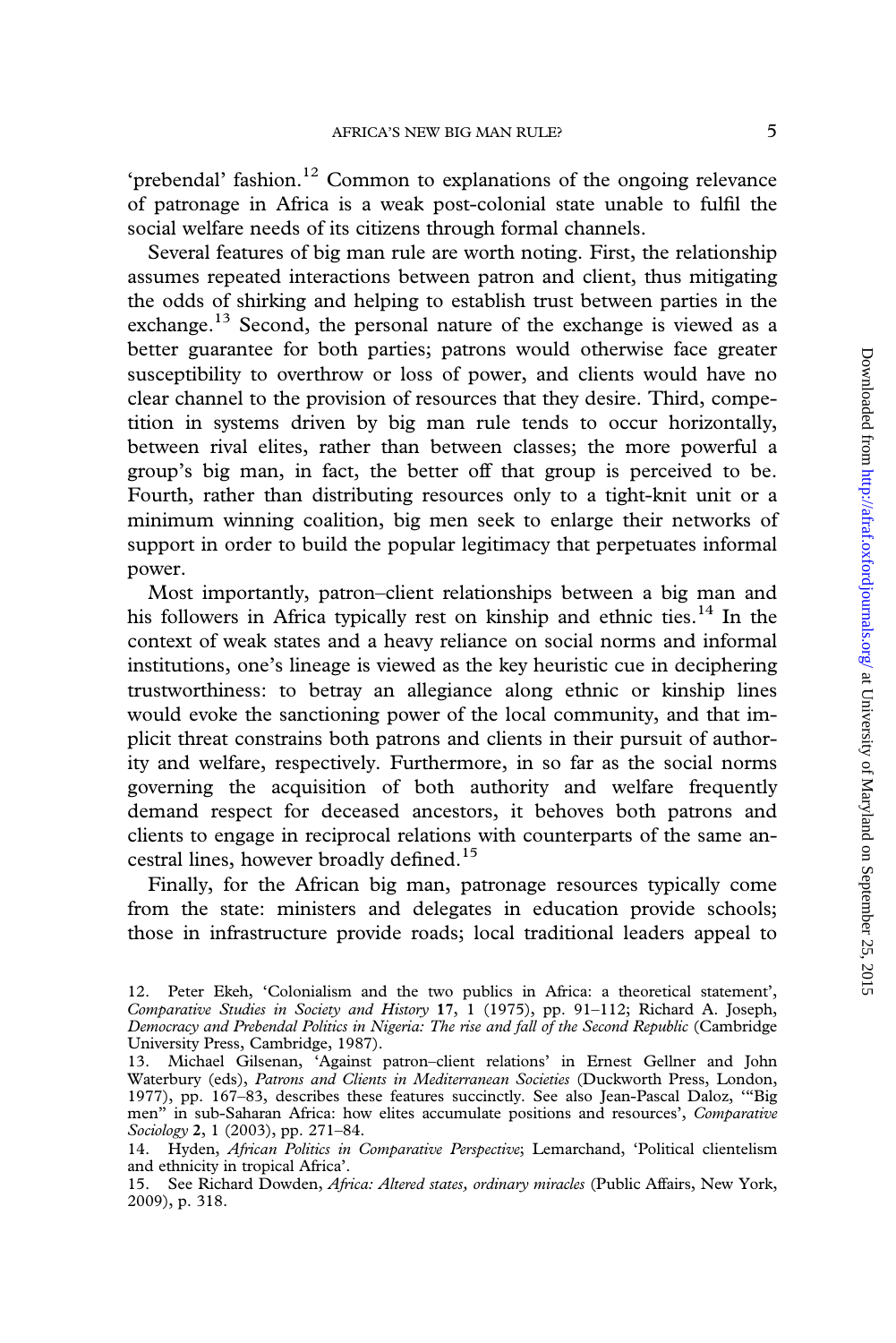'prebendal' fashion.[12] Common to explanations of the ongoing relevance of patronage in Africa is a weak post-colonial state unable to fulfil the social welfare needs of its citizens through formal channels.

Several features of big man rule are worth noting. First, the relationship assumes repeated interactions between patron and client, thus mitigating the odds of shirking and helping to establish trust between parties in the exchange.[13] Second, the personal nature of the exchange is viewed as a better guarantee for both parties; patrons would otherwise face greater susceptibility to overthrow or loss of power, and clients would have no clear channel to the provision of resources that they desire. Third, competition in systems driven by big man rule tends to occur horizontally, between rival elites, rather than between classes; the more powerful a group's big man, in fact, the better off that group is perceived to be. Fourth, rather than distributing resources only to a tight-knit unit or a minimum winning coalition, big men seek to enlarge their networks of support in order to build the popular legitimacy that perpetuates informal power.

Most importantly, patron–client relationships between a big man and his followers in Africa typically rest on kinship and ethnic ties.[14] In the context of weak states and a heavy reliance on social norms and informal institutions, one's lineage is viewed as the key heuristic cue in deciphering trustworthiness: to betray an allegiance along ethnic or kinship lines would evoke the sanctioning power of the local community, and that implicit threat constrains both patrons and clients in their pursuit of authority and welfare, respectively. Furthermore, in so far as the social norms governing the acquisition of both authority and welfare frequently demand respect for deceased ancestors, it behoves both patrons and clients to engage in reciprocal relations with counterparts of the same ancestral lines, however broadly defined.[15]

Finally, for the African big man, patronage resources typically come from the state: ministers and delegates in education provide schools; those in infrastructure provide roads; local traditional leaders appeal to

12. Peter Ekeh, 'Colonialism and the two publics in Africa: a theoretical statement', *Comparative Studies in Society and History* **17**, 1 (1975), pp. 91–112; Richard A. Joseph, *Democracy and Prebendal Politics in Nigeria: The rise and fall of the Second Republic* (Cambridge University Press, Cambridge, 1987).

13. Michael Gilsenan, 'Against patron–client relations' in Ernest Gellner and John Waterbury (eds), *Patrons and Clients in Mediterranean Societies* (Duckworth Press, London, 1977), pp. 167–83, describes these features succinctly. See also Jean-Pascal Daloz, '"Big men" in sub-Saharan Africa: how elites accumulate positions and resources', *Comparative Sociology* **2**, 1 (2003), pp. 271–84.

14. Hyden, *African Politics in Comparative Perspective*; Lemarchand, 'Political clientelism and ethnicity in tropical Africa'.

15. See Richard Dowden, *Africa: Altered states, ordinary miracles* (Public Affairs, New York, 2009), p. 318.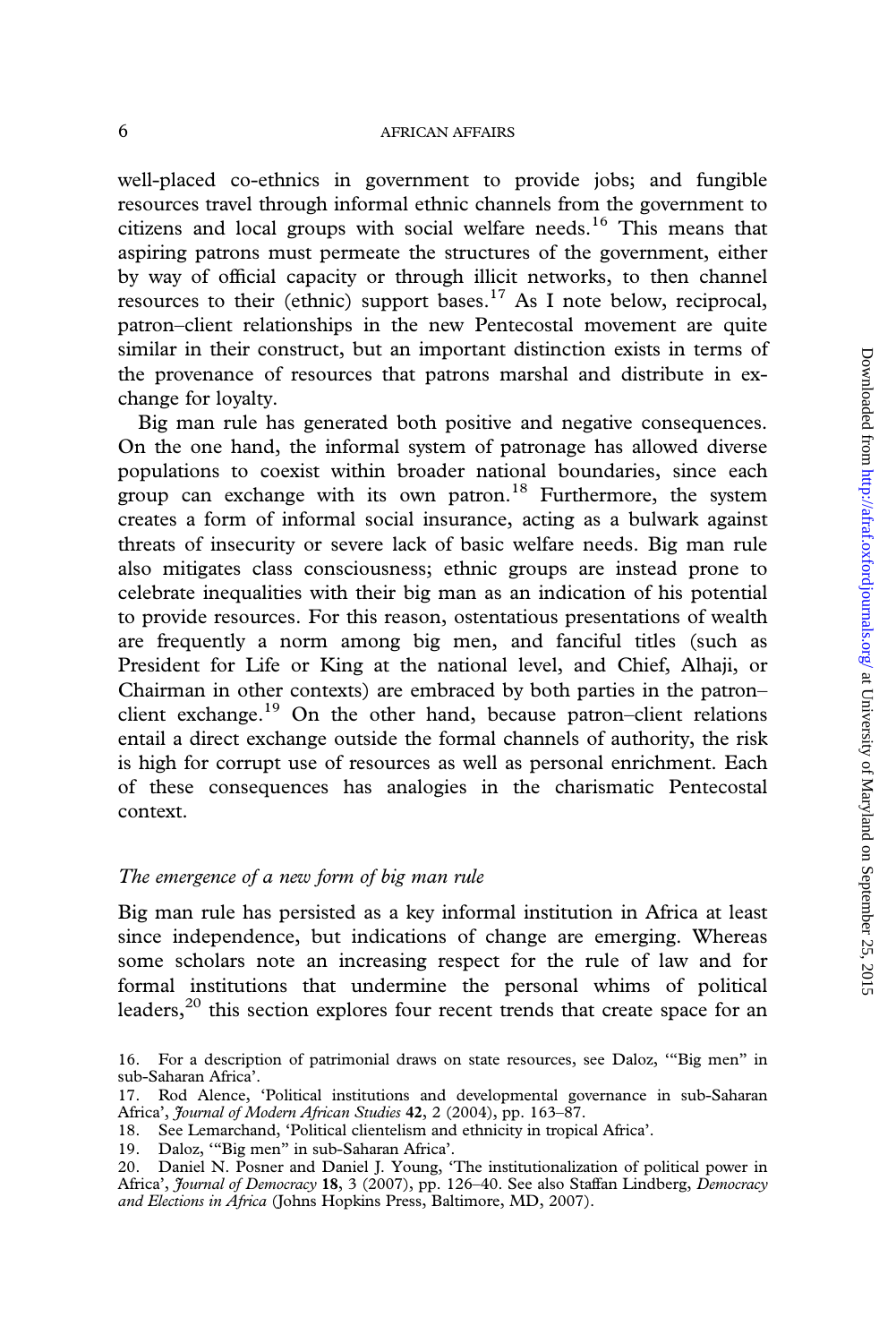well-placed co-ethnics in government to provide jobs; and fungible resources travel through informal ethnic channels from the government to citizens and local groups with social welfare needs.[16] This means that aspiring patrons must permeate the structures of the government, either by way of official capacity or through illicit networks, to then channel resources to their (ethnic) support bases.[17] As I note below, reciprocal, patron–client relationships in the new Pentecostal movement are quite similar in their construct, but an important distinction exists in terms of the provenance of resources that patrons marshal and distribute in exchange for loyalty.

Big man rule has generated both positive and negative consequences. On the one hand, the informal system of patronage has allowed diverse populations to coexist within broader national boundaries, since each group can exchange with its own patron.[18] Furthermore, the system creates a form of informal social insurance, acting as a bulwark against threats of insecurity or severe lack of basic welfare needs. Big man rule also mitigates class consciousness; ethnic groups are instead prone to celebrate inequalities with their big man as an indication of his potential to provide resources. For this reason, ostentatious presentations of wealth are frequently a norm among big men, and fanciful titles (such as President for Life or King at the national level, and Chief, Alhaji, or Chairman in other contexts) are embraced by both parties in the patron–client exchange.[19] On the other hand, because patron–client relations entail a direct exchange outside the formal channels of authority, the risk is high for corrupt use of resources as well as personal enrichment. Each of these consequences has analogies in the charismatic Pentecostal context.

### *The emergence of a new form of big man rule*

Big man rule has persisted as a key informal institution in Africa at least since independence, but indications of change are emerging. Whereas some scholars note an increasing respect for the rule of law and for formal institutions that undermine the personal whims of political leaders,[20] this section explores four recent trends that create space for an

16. For a description of patrimonial draws on state resources, see Daloz, '"Big men" in sub-Saharan Africa'.
17. Rod Alence, 'Political institutions and developmental governance in sub-Saharan Africa', *Journal of Modern African Studies* **42**, 2 (2004), pp. 163–87.
18. See Lemarchand, 'Political clientelism and ethnicity in tropical Africa'.
19. Daloz, '"Big men" in sub-Saharan Africa'.
20. Daniel N. Posner and Daniel J. Young, 'The institutionalization of political power in Africa', *Journal of Democracy* **18**, 3 (2007), pp. 126–40. See also Staffan Lindberg, *Democracy and Elections in Africa* (Johns Hopkins Press, Baltimore, MD, 2007).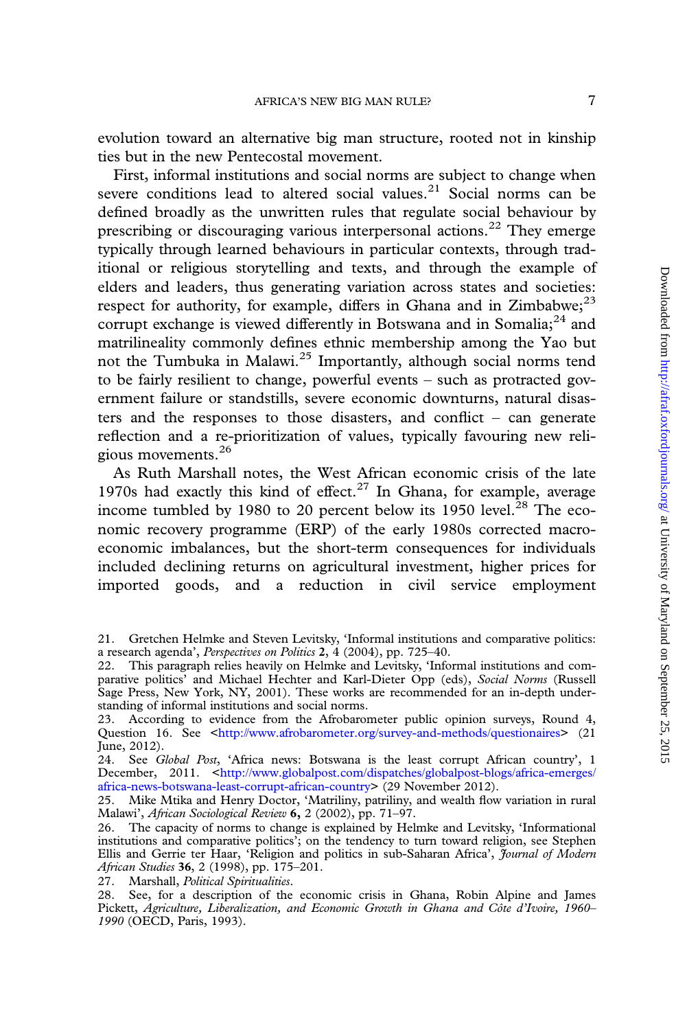evolution toward an alternative big man structure, rooted not in kinship ties but in the new Pentecostal movement.

First, informal institutions and social norms are subject to change when severe conditions lead to altered social values.[21] Social norms can be defined broadly as the unwritten rules that regulate social behaviour by prescribing or discouraging various interpersonal actions.[22] They emerge typically through learned behaviours in particular contexts, through traditional or religious storytelling and texts, and through the example of elders and leaders, thus generating variation across states and societies: respect for authority, for example, differs in Ghana and in Zimbabwe;[23] corrupt exchange is viewed differently in Botswana and in Somalia;[24] and matrilineality commonly defines ethnic membership among the Yao but not the Tumbuka in Malawi.[25] Importantly, although social norms tend to be fairly resilient to change, powerful events – such as protracted government failure or standstills, severe economic downturns, natural disasters and the responses to those disasters, and conflict – can generate reflection and a re-prioritization of values, typically favouring new religious movements.[26]

As Ruth Marshall notes, the West African economic crisis of the late 1970s had exactly this kind of effect.[27] In Ghana, for example, average income tumbled by 1980 to 20 percent below its 1950 level.[28] The economic recovery programme (ERP) of the early 1980s corrected macroeconomic imbalances, but the short-term consequences for individuals included declining returns on agricultural investment, higher prices for imported goods, and a reduction in civil service employment

21. Gretchen Helmke and Steven Levitsky, 'Informal institutions and comparative politics: a research agenda', *Perspectives on Politics* **2**, 4 (2004), pp. 725–40.

22. This paragraph relies heavily on Helmke and Levitsky, 'Informal institutions and comparative politics' and Michael Hechter and Karl-Dieter Opp (eds), *Social Norms* (Russell Sage Press, New York, NY, 2001). These works are recommended for an in-depth understanding of informal institutions and social norms.

23. According to evidence from the Afrobarometer public opinion surveys, Round 4, Question 16. See <http://www.afrobarometer.org/survey-and-methods/questionaires> (21 June, 2012).

24. See *Global Post*, 'Africa news: Botswana is the least corrupt African country', 1 December, 2011. <http://www.globalpost.com/dispatches/globalpost-blogs/africa-emerges/africa-news-botswana-least-corrupt-african-country> (29 November 2012).

25. Mike Mtika and Henry Doctor, 'Matriliny, patriliny, and wealth flow variation in rural Malawi', *African Sociological Review* **6**, 2 (2002), pp. 71–97.

26. The capacity of norms to change is explained by Helmke and Levitsky, 'Informational institutions and comparative politics'; on the tendency to turn toward religion, see Stephen Ellis and Gerrie ter Haar, 'Religion and politics in sub-Saharan Africa', *Journal of Modern African Studies* **36**, 2 (1998), pp. 175–201.

27. Marshall, *Political Spiritualities*.

28. See, for a description of the economic crisis in Ghana, Robin Alpine and James Pickett, *Agriculture, Liberalization, and Economic Growth in Ghana and Côte d'Ivoire, 1960–1990* (OECD, Paris, 1993).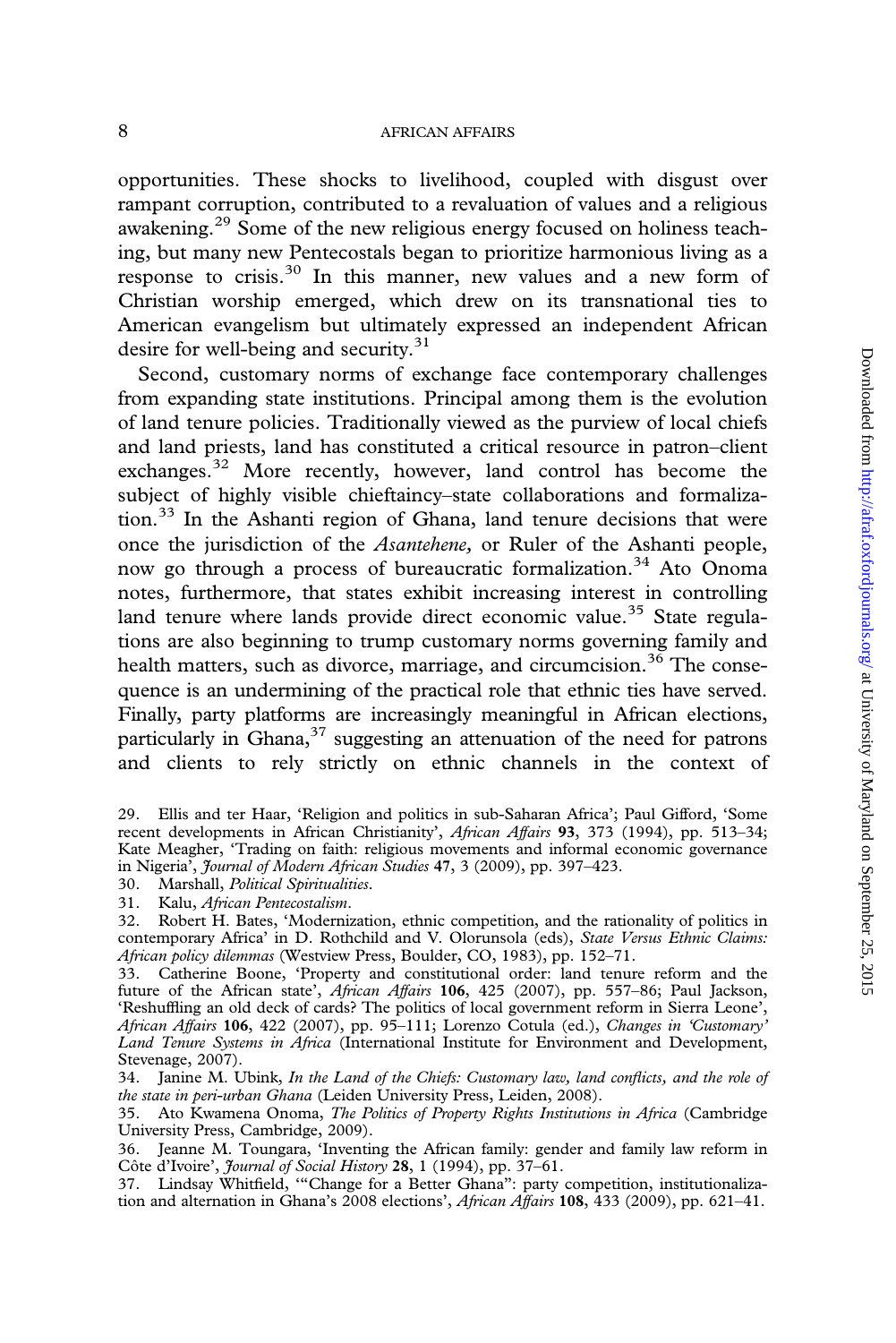opportunities. These shocks to livelihood, coupled with disgust over rampant corruption, contributed to a revaluation of values and a religious awakening.[29] Some of the new religious energy focused on holiness teaching, but many new Pentecostals began to prioritize harmonious living as a response to crisis.[30] In this manner, new values and a new form of Christian worship emerged, which drew on its transnational ties to American evangelism but ultimately expressed an independent African desire for well-being and security.[31]

Second, customary norms of exchange face contemporary challenges from expanding state institutions. Principal among them is the evolution of land tenure policies. Traditionally viewed as the purview of local chiefs and land priests, land has constituted a critical resource in patron–client exchanges.[32] More recently, however, land control has become the subject of highly visible chieftaincy–state collaborations and formalization.[33] In the Ashanti region of Ghana, land tenure decisions that were once the jurisdiction of the *Asantehene,* or Ruler of the Ashanti people, now go through a process of bureaucratic formalization.[34] Ato Onoma notes, furthermore, that states exhibit increasing interest in controlling land tenure where lands provide direct economic value.[35] State regulations are also beginning to trump customary norms governing family and health matters, such as divorce, marriage, and circumcision.[36] The consequence is an undermining of the practical role that ethnic ties have served. Finally, party platforms are increasingly meaningful in African elections, particularly in Ghana,[37] suggesting an attenuation of the need for patrons and clients to rely strictly on ethnic channels in the context of

29. Ellis and ter Haar, 'Religion and politics in sub-Saharan Africa'; Paul Gifford, 'Some recent developments in African Christianity', *African Affairs* **93**, 373 (1994), pp. 513–34; Kate Meagher, 'Trading on faith: religious movements and informal economic governance in Nigeria', *Journal of Modern African Studies* **47**, 3 (2009), pp. 397–423.

30. Marshall, *Political Spiritualities*.

31. Kalu, *African Pentecostalism*.

32. Robert H. Bates, 'Modernization, ethnic competition, and the rationality of politics in contemporary Africa' in D. Rothchild and V. Olorunsola (eds), *State Versus Ethnic Claims: African policy dilemmas* (Westview Press, Boulder, CO, 1983), pp. 152–71.

33. Catherine Boone, 'Property and constitutional order: land tenure reform and the future of the African state', *African Affairs* **106**, 425 (2007), pp. 557–86; Paul Jackson, 'Reshuffling an old deck of cards? The politics of local government reform in Sierra Leone', *African Affairs* **106**, 422 (2007), pp. 95–111; Lorenzo Cotula (ed.), *Changes in 'Customary' Land Tenure Systems in Africa* (International Institute for Environment and Development, Stevenage, 2007).

34. Janine M. Ubink, *In the Land of the Chiefs: Customary law, land conflicts, and the role of the state in peri-urban Ghana* (Leiden University Press, Leiden, 2008).

35. Ato Kwamena Onoma, *The Politics of Property Rights Institutions in Africa* (Cambridge University Press, Cambridge, 2009).

36. Jeanne M. Toungara, 'Inventing the African family: gender and family law reform in Côte d'Ivoire', *Journal of Social History* **28**, 1 (1994), pp. 37–61.

37. Lindsay Whitfield, '"Change for a Better Ghana": party competition, institutionalization and alternation in Ghana's 2008 elections', *African Affairs* **108**, 433 (2009), pp. 621–41.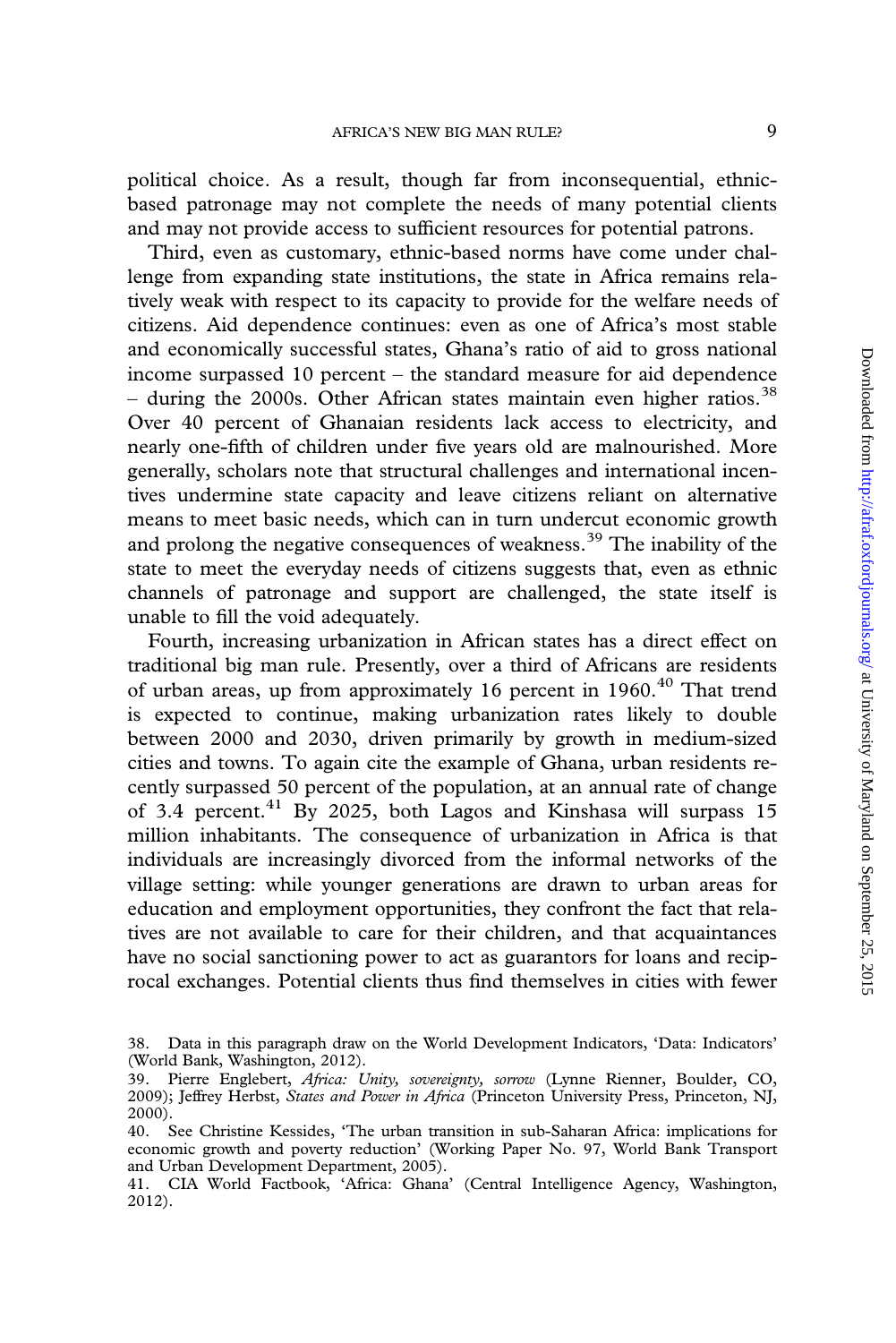political choice. As a result, though far from inconsequential, ethnic-based patronage may not complete the needs of many potential clients and may not provide access to sufficient resources for potential patrons.

Third, even as customary, ethnic-based norms have come under challenge from expanding state institutions, the state in Africa remains relatively weak with respect to its capacity to provide for the welfare needs of citizens. Aid dependence continues: even as one of Africa's most stable and economically successful states, Ghana's ratio of aid to gross national income surpassed 10 percent – the standard measure for aid dependence – during the 2000s. Other African states maintain even higher ratios.[38] Over 40 percent of Ghanaian residents lack access to electricity, and nearly one-fifth of children under five years old are malnourished. More generally, scholars note that structural challenges and international incentives undermine state capacity and leave citizens reliant on alternative means to meet basic needs, which can in turn undercut economic growth and prolong the negative consequences of weakness.[39] The inability of the state to meet the everyday needs of citizens suggests that, even as ethnic channels of patronage and support are challenged, the state itself is unable to fill the void adequately.

Fourth, increasing urbanization in African states has a direct effect on traditional big man rule. Presently, over a third of Africans are residents of urban areas, up from approximately 16 percent in 1960.[40] That trend is expected to continue, making urbanization rates likely to double between 2000 and 2030, driven primarily by growth in medium-sized cities and towns. To again cite the example of Ghana, urban residents recently surpassed 50 percent of the population, at an annual rate of change of 3.4 percent.[41] By 2025, both Lagos and Kinshasa will surpass 15 million inhabitants. The consequence of urbanization in Africa is that individuals are increasingly divorced from the informal networks of the village setting: while younger generations are drawn to urban areas for education and employment opportunities, they confront the fact that relatives are not available to care for their children, and that acquaintances have no social sanctioning power to act as guarantors for loans and reciprocal exchanges. Potential clients thus find themselves in cities with fewer

38. Data in this paragraph draw on the World Development Indicators, 'Data: Indicators' (World Bank, Washington, 2012).

39. Pierre Englebert, *Africa: Unity, sovereignty, sorrow* (Lynne Rienner, Boulder, CO, 2009); Jeffrey Herbst, *States and Power in Africa* (Princeton University Press, Princeton, NJ, 2000).

40. See Christine Kessides, 'The urban transition in sub-Saharan Africa: implications for economic growth and poverty reduction' (Working Paper No. 97, World Bank Transport and Urban Development Department, 2005).

41. CIA World Factbook, 'Africa: Ghana' (Central Intelligence Agency, Washington, 2012).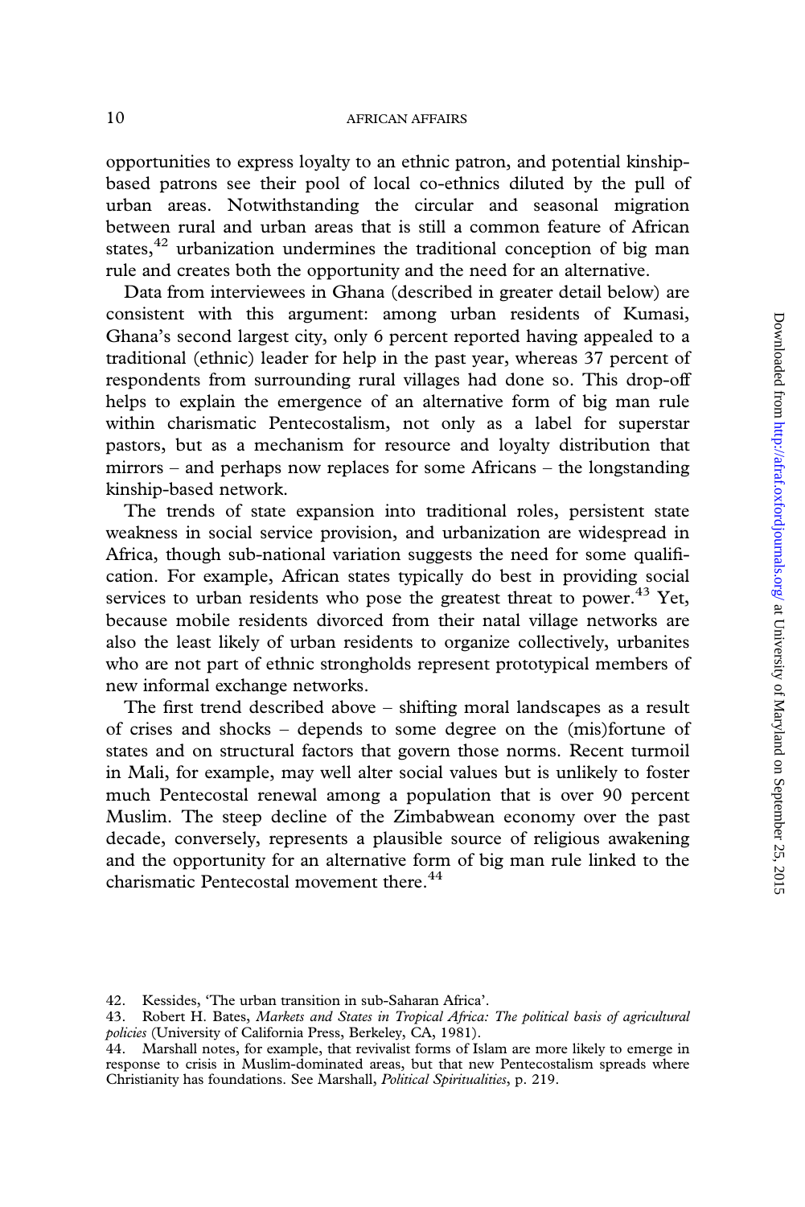opportunities to express loyalty to an ethnic patron, and potential kinship-based patrons see their pool of local co-ethnics diluted by the pull of urban areas. Notwithstanding the circular and seasonal migration between rural and urban areas that is still a common feature of African states,[42] urbanization undermines the traditional conception of big man rule and creates both the opportunity and the need for an alternative.

Data from interviewees in Ghana (described in greater detail below) are consistent with this argument: among urban residents of Kumasi, Ghana's second largest city, only 6 percent reported having appealed to a traditional (ethnic) leader for help in the past year, whereas 37 percent of respondents from surrounding rural villages had done so. This drop-off helps to explain the emergence of an alternative form of big man rule within charismatic Pentecostalism, not only as a label for superstar pastors, but as a mechanism for resource and loyalty distribution that mirrors – and perhaps now replaces for some Africans – the longstanding kinship-based network.

The trends of state expansion into traditional roles, persistent state weakness in social service provision, and urbanization are widespread in Africa, though sub-national variation suggests the need for some qualification. For example, African states typically do best in providing social services to urban residents who pose the greatest threat to power.[43] Yet, because mobile residents divorced from their natal village networks are also the least likely of urban residents to organize collectively, urbanites who are not part of ethnic strongholds represent prototypical members of new informal exchange networks.

The first trend described above – shifting moral landscapes as a result of crises and shocks – depends to some degree on the (mis)fortune of states and on structural factors that govern those norms. Recent turmoil in Mali, for example, may well alter social values but is unlikely to foster much Pentecostal renewal among a population that is over 90 percent Muslim. The steep decline of the Zimbabwean economy over the past decade, conversely, represents a plausible source of religious awakening and the opportunity for an alternative form of big man rule linked to the charismatic Pentecostal movement there.[44]

42. Kessides, 'The urban transition in sub-Saharan Africa'.

43. Robert H. Bates, *Markets and States in Tropical Africa: The political basis of agricultural policies* (University of California Press, Berkeley, CA, 1981).

44. Marshall notes, for example, that revivalist forms of Islam are more likely to emerge in response to crisis in Muslim-dominated areas, but that new Pentecostalism spreads where Christianity has foundations. See Marshall, *Political Spiritualities*, p. 219.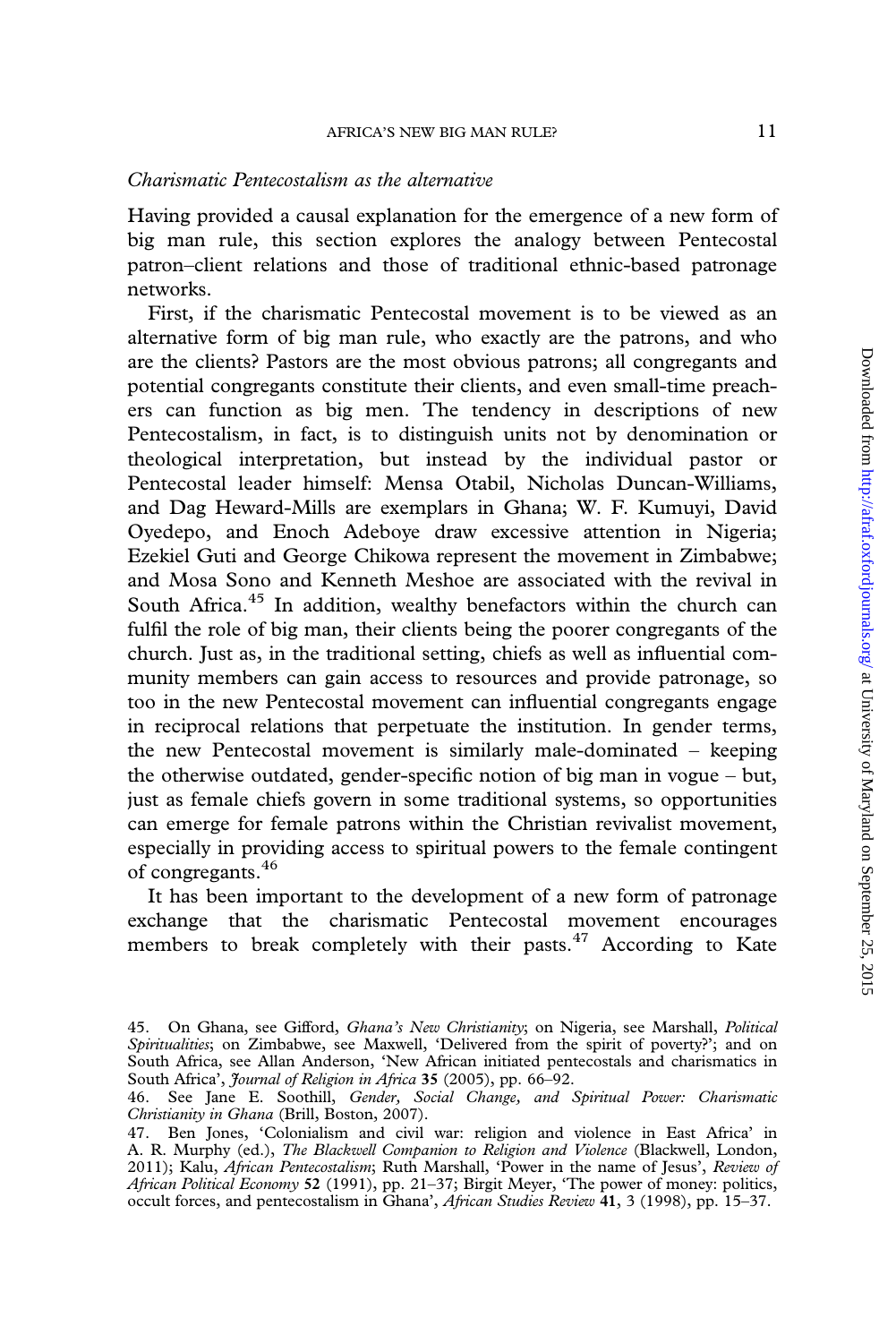*Charismatic Pentecostalism as the alternative*

Having provided a causal explanation for the emergence of a new form of big man rule, this section explores the analogy between Pentecostal patron–client relations and those of traditional ethnic-based patronage networks.

First, if the charismatic Pentecostal movement is to be viewed as an alternative form of big man rule, who exactly are the patrons, and who are the clients? Pastors are the most obvious patrons; all congregants and potential congregants constitute their clients, and even small-time preachers can function as big men. The tendency in descriptions of new Pentecostalism, in fact, is to distinguish units not by denomination or theological interpretation, but instead by the individual pastor or Pentecostal leader himself: Mensa Otabil, Nicholas Duncan-Williams, and Dag Heward-Mills are exemplars in Ghana; W. F. Kumuyi, David Oyedepo, and Enoch Adeboye draw excessive attention in Nigeria; Ezekiel Guti and George Chikowa represent the movement in Zimbabwe; and Mosa Sono and Kenneth Meshoe are associated with the revival in South Africa.[45] In addition, wealthy benefactors within the church can fulfil the role of big man, their clients being the poorer congregants of the church. Just as, in the traditional setting, chiefs as well as influential community members can gain access to resources and provide patronage, so too in the new Pentecostal movement can influential congregants engage in reciprocal relations that perpetuate the institution. In gender terms, the new Pentecostal movement is similarly male-dominated – keeping the otherwise outdated, gender-specific notion of big man in vogue – but, just as female chiefs govern in some traditional systems, so opportunities can emerge for female patrons within the Christian revivalist movement, especially in providing access to spiritual powers to the female contingent of congregants.[46]

It has been important to the development of a new form of patronage exchange that the charismatic Pentecostal movement encourages members to break completely with their pasts.[47] According to Kate

45. On Ghana, see Gifford, *Ghana's New Christianity*; on Nigeria, see Marshall, *Political Spiritualities*; on Zimbabwe, see Maxwell, 'Delivered from the spirit of poverty?'; and on South Africa, see Allan Anderson, 'New African initiated pentecostals and charismatics in South Africa', *Journal of Religion in Africa* **35** (2005), pp. 66–92.

46. See Jane E. Soothill, *Gender, Social Change, and Spiritual Power: Charismatic Christianity in Ghana* (Brill, Boston, 2007).

47. Ben Jones, 'Colonialism and civil war: religion and violence in East Africa' in A. R. Murphy (ed.), *The Blackwell Companion to Religion and Violence* (Blackwell, London, 2011); Kalu, *African Pentecostalism*; Ruth Marshall, 'Power in the name of Jesus', *Review of African Political Economy* **52** (1991), pp. 21–37; Birgit Meyer, 'The power of money: politics, occult forces, and pentecostalism in Ghana', *African Studies Review* **41**, 3 (1998), pp. 15–37.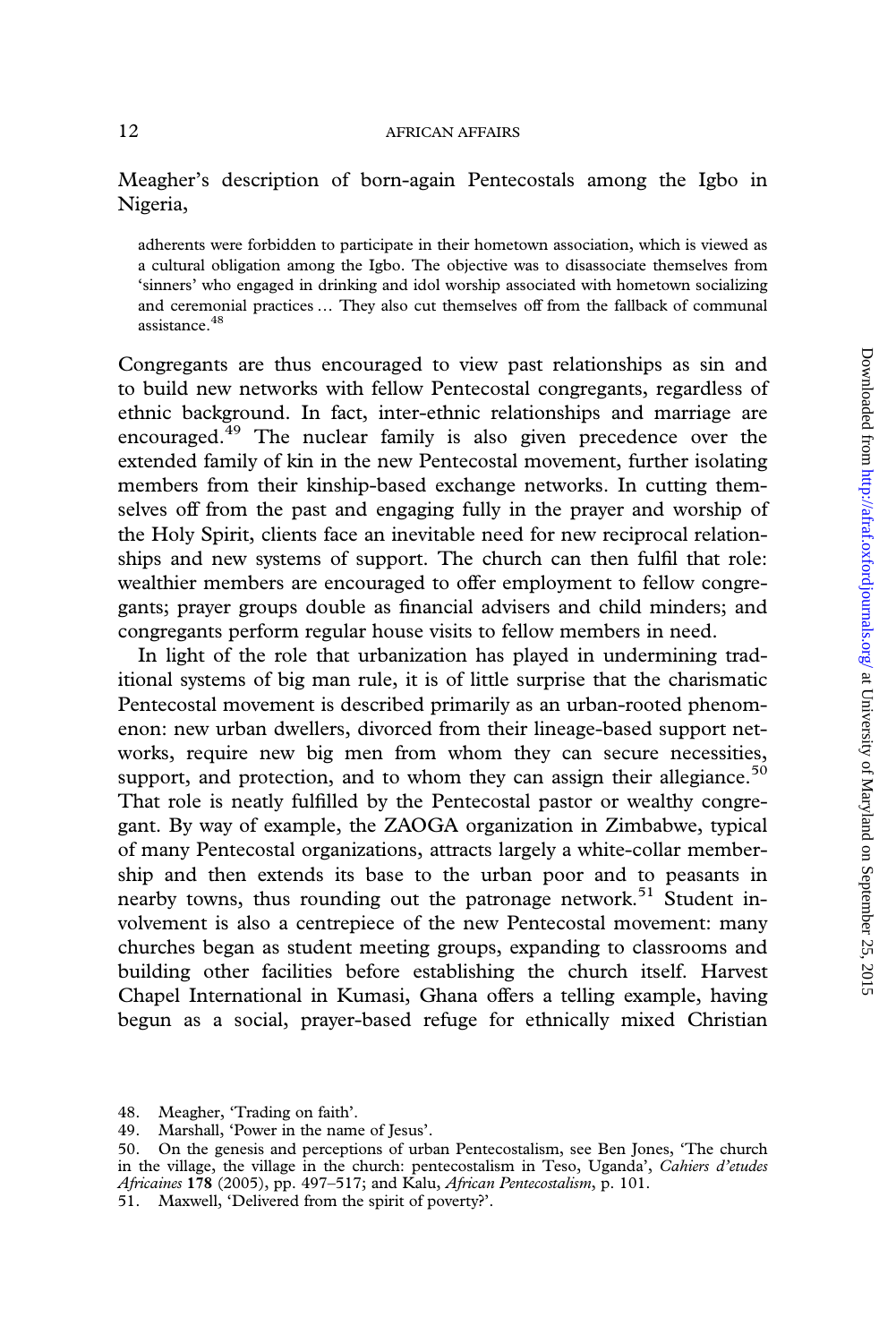Meagher's description of born-again Pentecostals among the Igbo in Nigeria,

> adherents were forbidden to participate in their hometown association, which is viewed as a cultural obligation among the Igbo. The objective was to disassociate themselves from 'sinners' who engaged in drinking and idol worship associated with hometown socializing and ceremonial practices … They also cut themselves off from the fallback of communal assistance.[48]

Congregants are thus encouraged to view past relationships as sin and to build new networks with fellow Pentecostal congregants, regardless of ethnic background. In fact, inter-ethnic relationships and marriage are encouraged.[49] The nuclear family is also given precedence over the extended family of kin in the new Pentecostal movement, further isolating members from their kinship-based exchange networks. In cutting themselves off from the past and engaging fully in the prayer and worship of the Holy Spirit, clients face an inevitable need for new reciprocal relationships and new systems of support. The church can then fulfil that role: wealthier members are encouraged to offer employment to fellow congregants; prayer groups double as financial advisers and child minders; and congregants perform regular house visits to fellow members in need.

In light of the role that urbanization has played in undermining traditional systems of big man rule, it is of little surprise that the charismatic Pentecostal movement is described primarily as an urban-rooted phenomenon: new urban dwellers, divorced from their lineage-based support networks, require new big men from whom they can secure necessities, support, and protection, and to whom they can assign their allegiance.[50] That role is neatly fulfilled by the Pentecostal pastor or wealthy congregant. By way of example, the ZAOGA organization in Zimbabwe, typical of many Pentecostal organizations, attracts largely a white-collar membership and then extends its base to the urban poor and to peasants in nearby towns, thus rounding out the patronage network.[51] Student involvement is also a centrepiece of the new Pentecostal movement: many churches began as student meeting groups, expanding to classrooms and building other facilities before establishing the church itself. Harvest Chapel International in Kumasi, Ghana offers a telling example, having begun as a social, prayer-based refuge for ethnically mixed Christian

48. Meagher, 'Trading on faith'.
49. Marshall, 'Power in the name of Jesus'.
50. On the genesis and perceptions of urban Pentecostalism, see Ben Jones, 'The church in the village, the village in the church: pentecostalism in Teso, Uganda', *Cahiers d'etudes Africaines* **178** (2005), pp. 497–517; and Kalu, *African Pentecostalism*, p. 101.
51. Maxwell, 'Delivered from the spirit of poverty?'.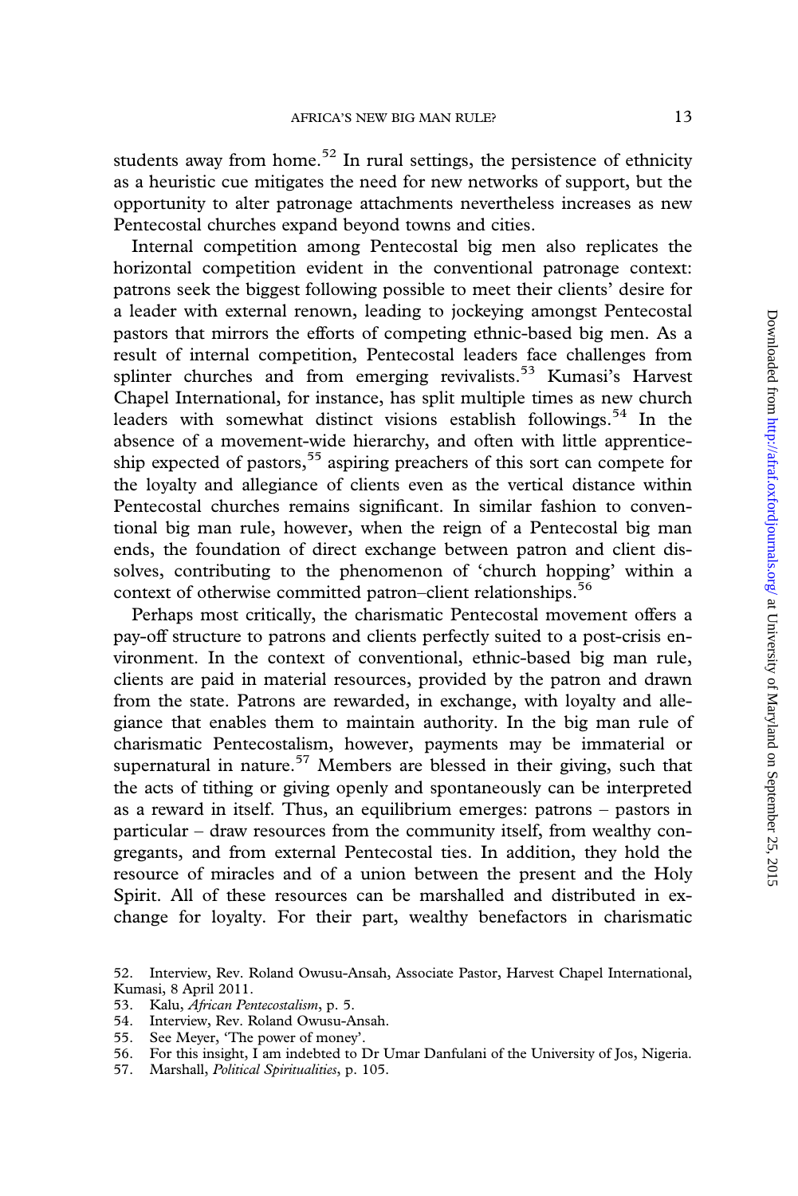students away from home.[52] In rural settings, the persistence of ethnicity as a heuristic cue mitigates the need for new networks of support, but the opportunity to alter patronage attachments nevertheless increases as new Pentecostal churches expand beyond towns and cities.

Internal competition among Pentecostal big men also replicates the horizontal competition evident in the conventional patronage context: patrons seek the biggest following possible to meet their clients' desire for a leader with external renown, leading to jockeying amongst Pentecostal pastors that mirrors the efforts of competing ethnic-based big men. As a result of internal competition, Pentecostal leaders face challenges from splinter churches and from emerging revivalists.[53] Kumasi's Harvest Chapel International, for instance, has split multiple times as new church leaders with somewhat distinct visions establish followings.[54] In the absence of a movement-wide hierarchy, and often with little apprenticeship expected of pastors,[55] aspiring preachers of this sort can compete for the loyalty and allegiance of clients even as the vertical distance within Pentecostal churches remains significant. In similar fashion to conventional big man rule, however, when the reign of a Pentecostal big man ends, the foundation of direct exchange between patron and client dissolves, contributing to the phenomenon of 'church hopping' within a context of otherwise committed patron–client relationships.[56]

Perhaps most critically, the charismatic Pentecostal movement offers a pay-off structure to patrons and clients perfectly suited to a post-crisis environment. In the context of conventional, ethnic-based big man rule, clients are paid in material resources, provided by the patron and drawn from the state. Patrons are rewarded, in exchange, with loyalty and allegiance that enables them to maintain authority. In the big man rule of charismatic Pentecostalism, however, payments may be immaterial or supernatural in nature.[57] Members are blessed in their giving, such that the acts of tithing or giving openly and spontaneously can be interpreted as a reward in itself. Thus, an equilibrium emerges: patrons – pastors in particular – draw resources from the community itself, from wealthy congregants, and from external Pentecostal ties. In addition, they hold the resource of miracles and of a union between the present and the Holy Spirit. All of these resources can be marshalled and distributed in exchange for loyalty. For their part, wealthy benefactors in charismatic

52. Interview, Rev. Roland Owusu-Ansah, Associate Pastor, Harvest Chapel International, Kumasi, 8 April 2011.
53. Kalu, *African Pentecostalism*, p. 5.
54. Interview, Rev. Roland Owusu-Ansah.
55. See Meyer, 'The power of money'.
56. For this insight, I am indebted to Dr Umar Danfulani of the University of Jos, Nigeria.
57. Marshall, *Political Spiritualities*, p. 105.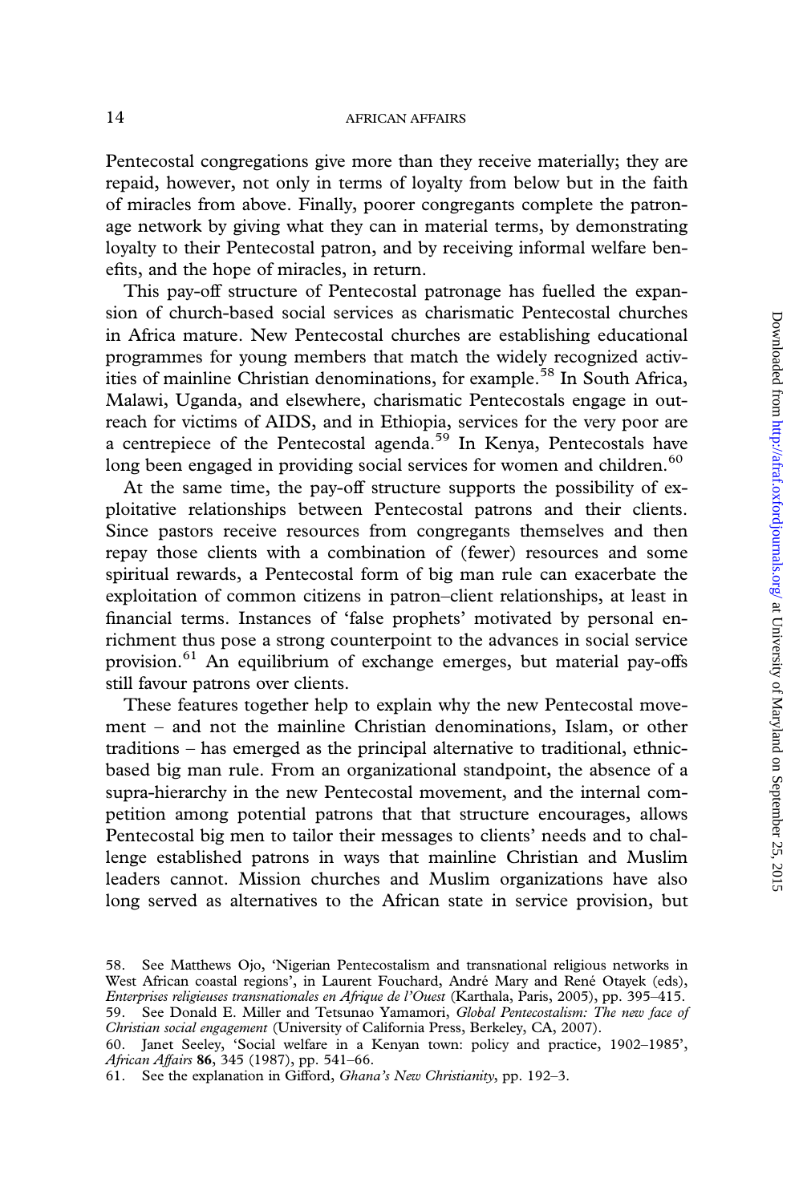Pentecostal congregations give more than they receive materially; they are repaid, however, not only in terms of loyalty from below but in the faith of miracles from above. Finally, poorer congregants complete the patronage network by giving what they can in material terms, by demonstrating loyalty to their Pentecostal patron, and by receiving informal welfare benefits, and the hope of miracles, in return.

This pay-off structure of Pentecostal patronage has fuelled the expansion of church-based social services as charismatic Pentecostal churches in Africa mature. New Pentecostal churches are establishing educational programmes for young members that match the widely recognized activities of mainline Christian denominations, for example.[58] In South Africa, Malawi, Uganda, and elsewhere, charismatic Pentecostals engage in outreach for victims of AIDS, and in Ethiopia, services for the very poor are a centrepiece of the Pentecostal agenda.[59] In Kenya, Pentecostals have long been engaged in providing social services for women and children.[60]

At the same time, the pay-off structure supports the possibility of exploitative relationships between Pentecostal patrons and their clients. Since pastors receive resources from congregants themselves and then repay those clients with a combination of (fewer) resources and some spiritual rewards, a Pentecostal form of big man rule can exacerbate the exploitation of common citizens in patron–client relationships, at least in financial terms. Instances of 'false prophets' motivated by personal enrichment thus pose a strong counterpoint to the advances in social service provision.[61] An equilibrium of exchange emerges, but material pay-offs still favour patrons over clients.

These features together help to explain why the new Pentecostal movement – and not the mainline Christian denominations, Islam, or other traditions – has emerged as the principal alternative to traditional, ethnic-based big man rule. From an organizational standpoint, the absence of a supra-hierarchy in the new Pentecostal movement, and the internal competition among potential patrons that that structure encourages, allows Pentecostal big men to tailor their messages to clients' needs and to challenge established patrons in ways that mainline Christian and Muslim leaders cannot. Mission churches and Muslim organizations have also long served as alternatives to the African state in service provision, but

58. See Matthews Ojo, 'Nigerian Pentecostalism and transnational religious networks in West African coastal regions', in Laurent Fouchard, André Mary and René Otayek (eds), *Enterprises religieuses transnationales en Afrique de l'Ouest* (Karthala, Paris, 2005), pp. 395–415.

59. See Donald E. Miller and Tetsunao Yamamori, *Global Pentecostalism: The new face of Christian social engagement* (University of California Press, Berkeley, CA, 2007).

60. Janet Seeley, 'Social welfare in a Kenyan town: policy and practice, 1902–1985', *African Affairs* **86**, 345 (1987), pp. 541–66.

61. See the explanation in Gifford, *Ghana's New Christianity*, pp. 192–3.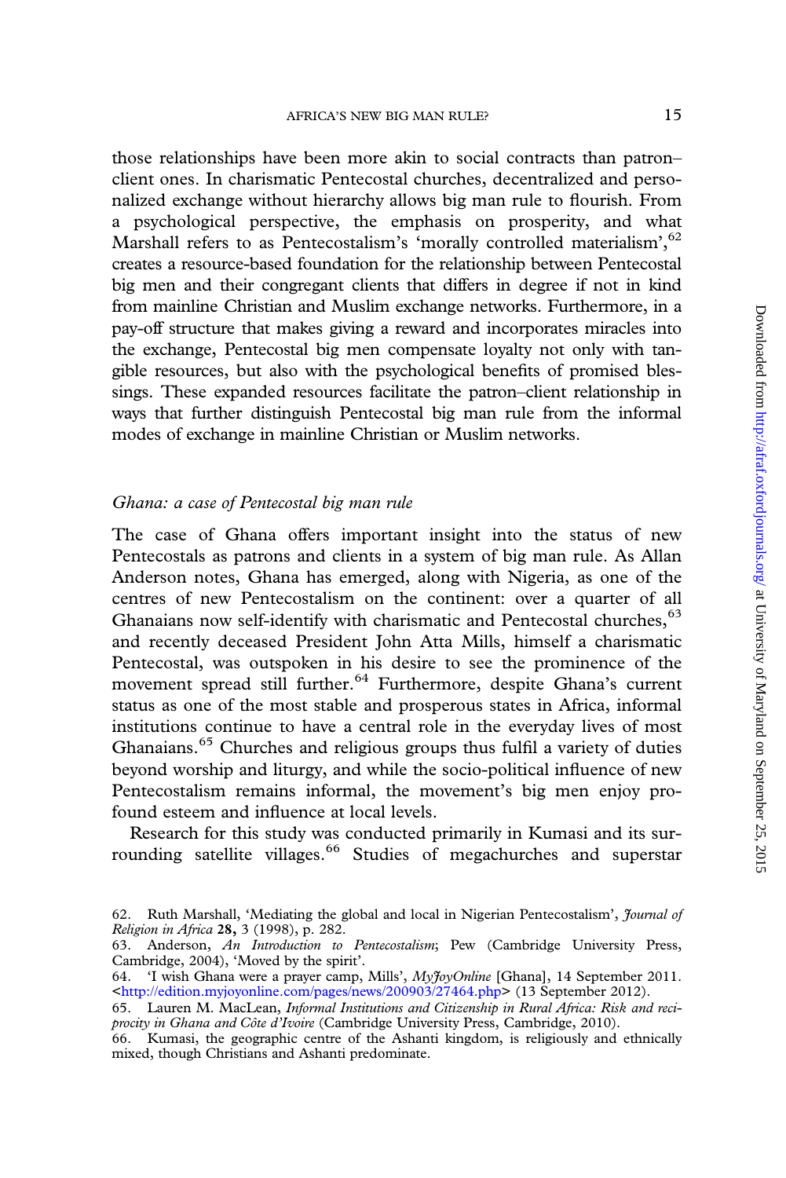those relationships have been more akin to social contracts than patron–client ones. In charismatic Pentecostal churches, decentralized and personalized exchange without hierarchy allows big man rule to flourish. From a psychological perspective, the emphasis on prosperity, and what Marshall refers to as Pentecostalism's 'morally controlled materialism',[62] creates a resource-based foundation for the relationship between Pentecostal big men and their congregant clients that differs in degree if not in kind from mainline Christian and Muslim exchange networks. Furthermore, in a pay-off structure that makes giving a reward and incorporates miracles into the exchange, Pentecostal big men compensate loyalty not only with tangible resources, but also with the psychological benefits of promised blessings. These expanded resources facilitate the patron–client relationship in ways that further distinguish Pentecostal big man rule from the informal modes of exchange in mainline Christian or Muslim networks.

## *Ghana: a case of Pentecostal big man rule*

The case of Ghana offers important insight into the status of new Pentecostals as patrons and clients in a system of big man rule. As Allan Anderson notes, Ghana has emerged, along with Nigeria, as one of the centres of new Pentecostalism on the continent: over a quarter of all Ghanaians now self-identify with charismatic and Pentecostal churches,[63] and recently deceased President John Atta Mills, himself a charismatic Pentecostal, was outspoken in his desire to see the prominence of the movement spread still further.[64] Furthermore, despite Ghana's current status as one of the most stable and prosperous states in Africa, informal institutions continue to have a central role in the everyday lives of most Ghanaians.[65] Churches and religious groups thus fulfil a variety of duties beyond worship and liturgy, and while the socio-political influence of new Pentecostalism remains informal, the movement's big men enjoy profound esteem and influence at local levels.

Research for this study was conducted primarily in Kumasi and its surrounding satellite villages.[66] Studies of megachurches and superstar

62. Ruth Marshall, 'Mediating the global and local in Nigerian Pentecostalism', *Journal of Religion in Africa* **28,** 3 (1998), p. 282.

63. Anderson, *An Introduction to Pentecostalism*; Pew (Cambridge University Press, Cambridge, 2004), 'Moved by the spirit'.

64. 'I wish Ghana were a prayer camp, Mills', *MyJoyOnline* [Ghana], 14 September 2011. <http://edition.myjoyonline.com/pages/news/200903/27464.php> (13 September 2012).

65. Lauren M. MacLean, *Informal Institutions and Citizenship in Rural Africa: Risk and reciprocity in Ghana and Côte d'Ivoire* (Cambridge University Press, Cambridge, 2010).

66. Kumasi, the geographic centre of the Ashanti kingdom, is religiously and ethnically mixed, though Christians and Ashanti predominate.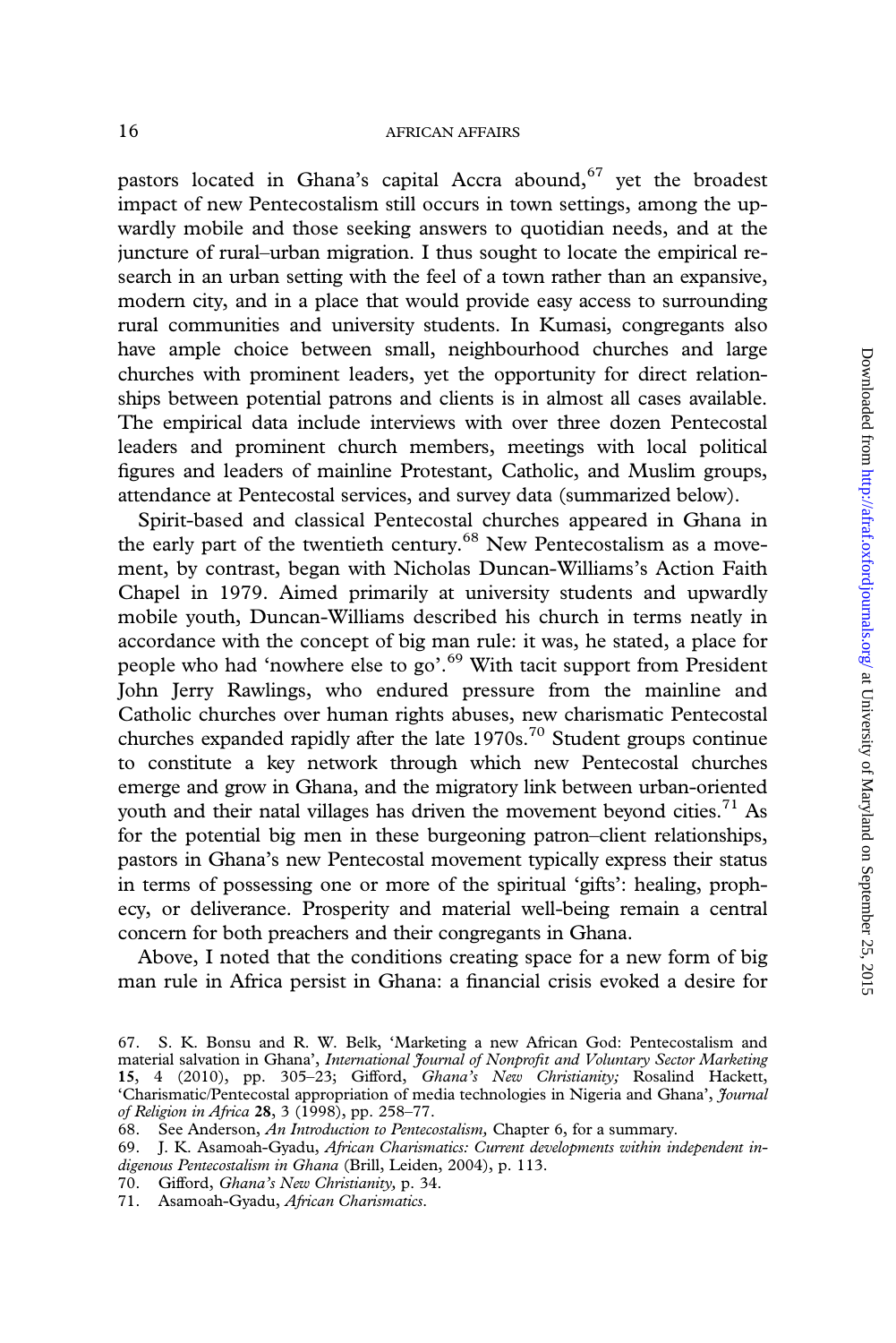pastors located in Ghana's capital Accra abound,[67] yet the broadest impact of new Pentecostalism still occurs in town settings, among the upwardly mobile and those seeking answers to quotidian needs, and at the juncture of rural–urban migration. I thus sought to locate the empirical research in an urban setting with the feel of a town rather than an expansive, modern city, and in a place that would provide easy access to surrounding rural communities and university students. In Kumasi, congregants also have ample choice between small, neighbourhood churches and large churches with prominent leaders, yet the opportunity for direct relationships between potential patrons and clients is in almost all cases available. The empirical data include interviews with over three dozen Pentecostal leaders and prominent church members, meetings with local political figures and leaders of mainline Protestant, Catholic, and Muslim groups, attendance at Pentecostal services, and survey data (summarized below).

Spirit-based and classical Pentecostal churches appeared in Ghana in the early part of the twentieth century.[68] New Pentecostalism as a movement, by contrast, began with Nicholas Duncan-Williams's Action Faith Chapel in 1979. Aimed primarily at university students and upwardly mobile youth, Duncan-Williams described his church in terms neatly in accordance with the concept of big man rule: it was, he stated, a place for people who had 'nowhere else to go'.[69] With tacit support from President John Jerry Rawlings, who endured pressure from the mainline and Catholic churches over human rights abuses, new charismatic Pentecostal churches expanded rapidly after the late 1970s.[70] Student groups continue to constitute a key network through which new Pentecostal churches emerge and grow in Ghana, and the migratory link between urban-oriented youth and their natal villages has driven the movement beyond cities.[71] As for the potential big men in these burgeoning patron–client relationships, pastors in Ghana's new Pentecostal movement typically express their status in terms of possessing one or more of the spiritual 'gifts': healing, prophecy, or deliverance. Prosperity and material well-being remain a central concern for both preachers and their congregants in Ghana.

Above, I noted that the conditions creating space for a new form of big man rule in Africa persist in Ghana: a financial crisis evoked a desire for

67. S. K. Bonsu and R. W. Belk, 'Marketing a new African God: Pentecostalism and material salvation in Ghana', *International Journal of Nonprofit and Voluntary Sector Marketing* **15**, 4 (2010), pp. 305–23; Gifford, *Ghana's New Christianity;* Rosalind Hackett, 'Charismatic/Pentecostal appropriation of media technologies in Nigeria and Ghana', *Journal of Religion in Africa* **28**, 3 (1998), pp. 258–77.

68. See Anderson, *An Introduction to Pentecostalism,* Chapter 6, for a summary.

69. J. K. Asamoah-Gyadu, *African Charismatics: Current developments within independent indigenous Pentecostalism in Ghana* (Brill, Leiden, 2004), p. 113.

70. Gifford, *Ghana's New Christianity,* p. 34.

71. Asamoah-Gyadu, *African Charismatics*.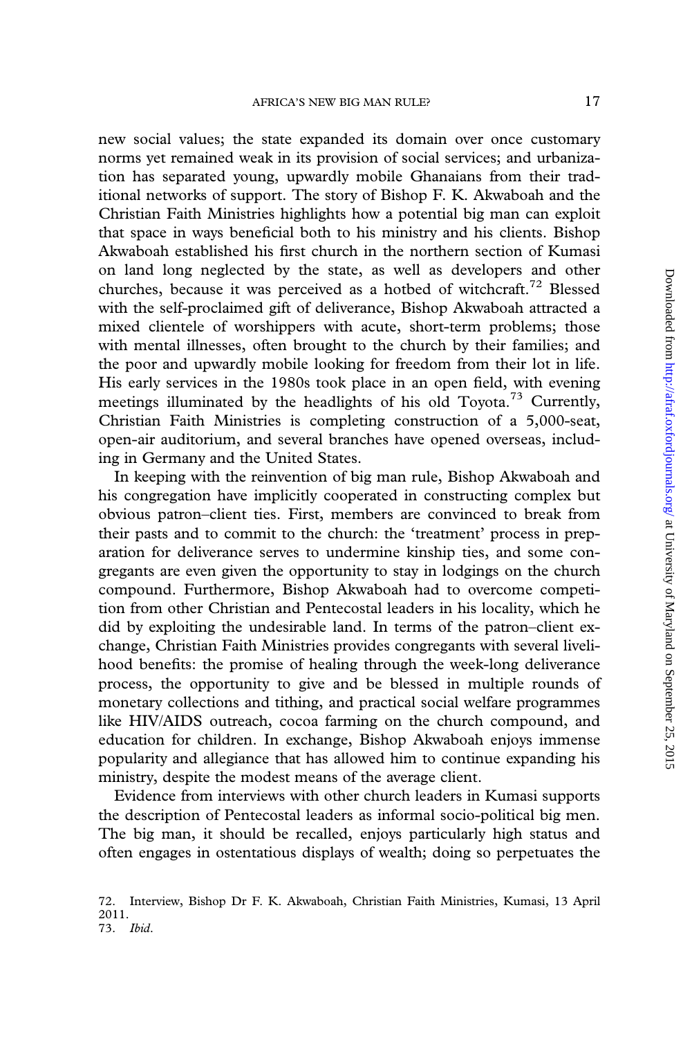new social values; the state expanded its domain over once customary norms yet remained weak in its provision of social services; and urbanization has separated young, upwardly mobile Ghanaians from their traditional networks of support. The story of Bishop F. K. Akwaboah and the Christian Faith Ministries highlights how a potential big man can exploit that space in ways beneficial both to his ministry and his clients. Bishop Akwaboah established his first church in the northern section of Kumasi on land long neglected by the state, as well as developers and other churches, because it was perceived as a hotbed of witchcraft.[72] Blessed with the self-proclaimed gift of deliverance, Bishop Akwaboah attracted a mixed clientele of worshippers with acute, short-term problems; those with mental illnesses, often brought to the church by their families; and the poor and upwardly mobile looking for freedom from their lot in life. His early services in the 1980s took place in an open field, with evening meetings illuminated by the headlights of his old Toyota.[73] Currently, Christian Faith Ministries is completing construction of a 5,000-seat, open-air auditorium, and several branches have opened overseas, including in Germany and the United States.

In keeping with the reinvention of big man rule, Bishop Akwaboah and his congregation have implicitly cooperated in constructing complex but obvious patron–client ties. First, members are convinced to break from their pasts and to commit to the church: the 'treatment' process in preparation for deliverance serves to undermine kinship ties, and some congregants are even given the opportunity to stay in lodgings on the church compound. Furthermore, Bishop Akwaboah had to overcome competition from other Christian and Pentecostal leaders in his locality, which he did by exploiting the undesirable land. In terms of the patron–client exchange, Christian Faith Ministries provides congregants with several livelihood benefits: the promise of healing through the week-long deliverance process, the opportunity to give and be blessed in multiple rounds of monetary collections and tithing, and practical social welfare programmes like HIV/AIDS outreach, cocoa farming on the church compound, and education for children. In exchange, Bishop Akwaboah enjoys immense popularity and allegiance that has allowed him to continue expanding his ministry, despite the modest means of the average client.

Evidence from interviews with other church leaders in Kumasi supports the description of Pentecostal leaders as informal socio-political big men. The big man, it should be recalled, enjoys particularly high status and often engages in ostentatious displays of wealth; doing so perpetuates the

72. Interview, Bishop Dr F. K. Akwaboah, Christian Faith Ministries, Kumasi, 13 April 2011.
73. *Ibid*.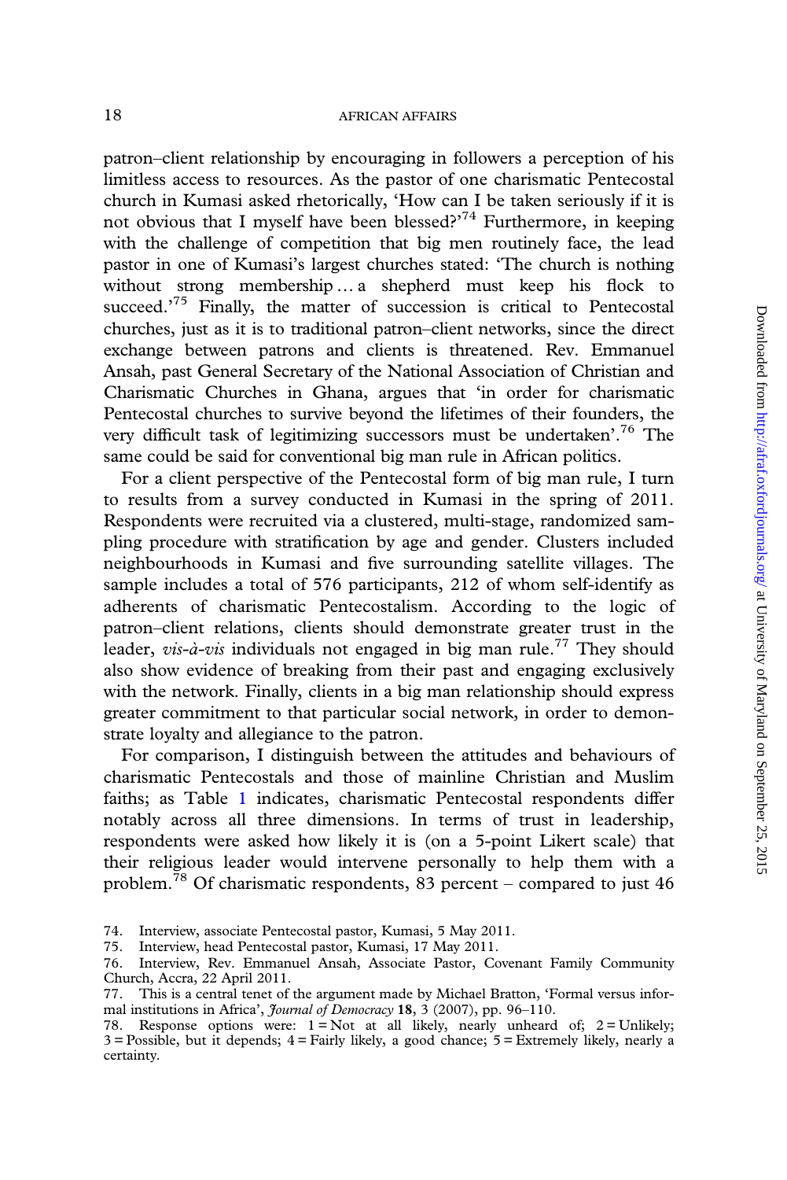patron–client relationship by encouraging in followers a perception of his limitless access to resources. As the pastor of one charismatic Pentecostal church in Kumasi asked rhetorically, 'How can I be taken seriously if it is not obvious that I myself have been blessed?'[74] Furthermore, in keeping with the challenge of competition that big men routinely face, the lead pastor in one of Kumasi's largest churches stated: 'The church is nothing without strong membership … a shepherd must keep his flock to succeed.'[75] Finally, the matter of succession is critical to Pentecostal churches, just as it is to traditional patron–client networks, since the direct exchange between patrons and clients is threatened. Rev. Emmanuel Ansah, past General Secretary of the National Association of Christian and Charismatic Churches in Ghana, argues that 'in order for charismatic Pentecostal churches to survive beyond the lifetimes of their founders, the very difficult task of legitimizing successors must be undertaken'.[76] The same could be said for conventional big man rule in African politics.

For a client perspective of the Pentecostal form of big man rule, I turn to results from a survey conducted in Kumasi in the spring of 2011. Respondents were recruited via a clustered, multi-stage, randomized sampling procedure with stratification by age and gender. Clusters included neighbourhoods in Kumasi and five surrounding satellite villages. The sample includes a total of 576 participants, 212 of whom self-identify as adherents of charismatic Pentecostalism. According to the logic of patron–client relations, clients should demonstrate greater trust in the leader, *vis-à-vis* individuals not engaged in big man rule.[77] They should also show evidence of breaking from their past and engaging exclusively with the network. Finally, clients in a big man relationship should express greater commitment to that particular social network, in order to demonstrate loyalty and allegiance to the patron.

For comparison, I distinguish between the attitudes and behaviours of charismatic Pentecostals and those of mainline Christian and Muslim faiths; as Table 1 indicates, charismatic Pentecostal respondents differ notably across all three dimensions. In terms of trust in leadership, respondents were asked how likely it is (on a 5-point Likert scale) that their religious leader would intervene personally to help them with a problem.[78] Of charismatic respondents, 83 percent – compared to just 46

74. Interview, associate Pentecostal pastor, Kumasi, 5 May 2011.

75. Interview, head Pentecostal pastor, Kumasi, 17 May 2011.

76. Interview, Rev. Emmanuel Ansah, Associate Pastor, Covenant Family Community Church, Accra, 22 April 2011.

77. This is a central tenet of the argument made by Michael Bratton, 'Formal versus informal institutions in Africa', *Journal of Democracy* **18**, 3 (2007), pp. 96–110.

78. Response options were: 1 = Not at all likely, nearly unheard of; 2 = Unlikely; 3 = Possible, but it depends; 4 = Fairly likely, a good chance; 5 = Extremely likely, nearly a certainty.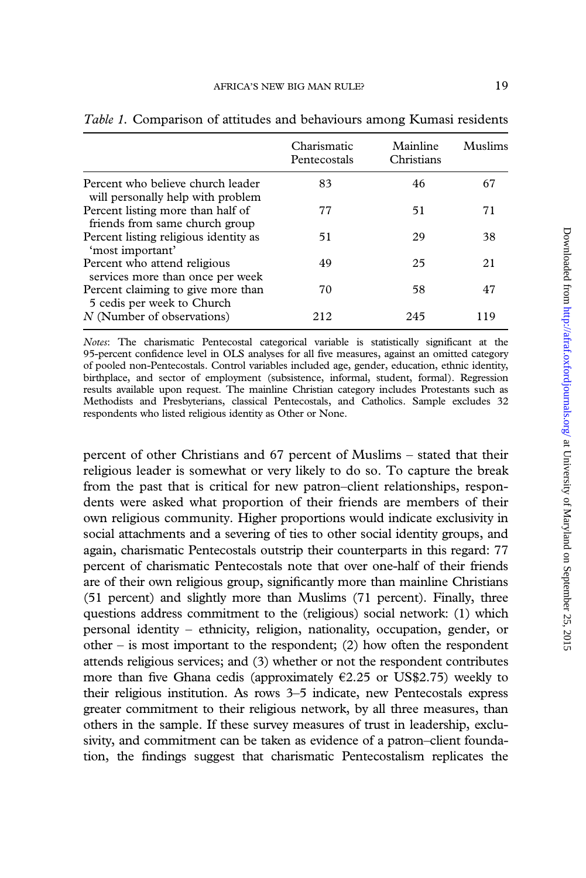*Table 1.* Comparison of attitudes and behaviours among Kumasi residents

| | Charismatic Pentecostals | Mainline Christians | Muslims |
|---|---|---|---|
| Percent who believe church leader will personally help with problem | 83 | 46 | 67 |
| Percent listing more than half of friends from same church group | 77 | 51 | 71 |
| Percent listing religious identity as 'most important' | 51 | 29 | 38 |
| Percent who attend religious services more than once per week | 49 | 25 | 21 |
| Percent claiming to give more than 5 cedis per week to Church | 70 | 58 | 47 |
| *N* (Number of observations) | 212 | 245 | 119 |

*Notes*: The charismatic Pentecostal categorical variable is statistically significant at the 95-percent confidence level in OLS analyses for all five measures, against an omitted category of pooled non-Pentecostals. Control variables included age, gender, education, ethnic identity, birthplace, and sector of employment (subsistence, informal, student, formal). Regression results available upon request. The mainline Christian category includes Protestants such as Methodists and Presbyterians, classical Pentecostals, and Catholics. Sample excludes 32 respondents who listed religious identity as Other or None.

percent of other Christians and 67 percent of Muslims – stated that their religious leader is somewhat or very likely to do so. To capture the break from the past that is critical for new patron–client relationships, respondents were asked what proportion of their friends are members of their own religious community. Higher proportions would indicate exclusivity in social attachments and a severing of ties to other social identity groups, and again, charismatic Pentecostals outstrip their counterparts in this regard: 77 percent of charismatic Pentecostals note that over one-half of their friends are of their own religious group, significantly more than mainline Christians (51 percent) and slightly more than Muslims (71 percent). Finally, three questions address commitment to the (religious) social network: (1) which personal identity – ethnicity, religion, nationality, occupation, gender, or other – is most important to the respondent; (2) how often the respondent attends religious services; and (3) whether or not the respondent contributes more than five Ghana cedis (approximately €2.25 or US$2.75) weekly to their religious institution. As rows 3–5 indicate, new Pentecostals express greater commitment to their religious network, by all three measures, than others in the sample. If these survey measures of trust in leadership, exclusivity, and commitment can be taken as evidence of a patron–client foundation, the findings suggest that charismatic Pentecostalism replicates the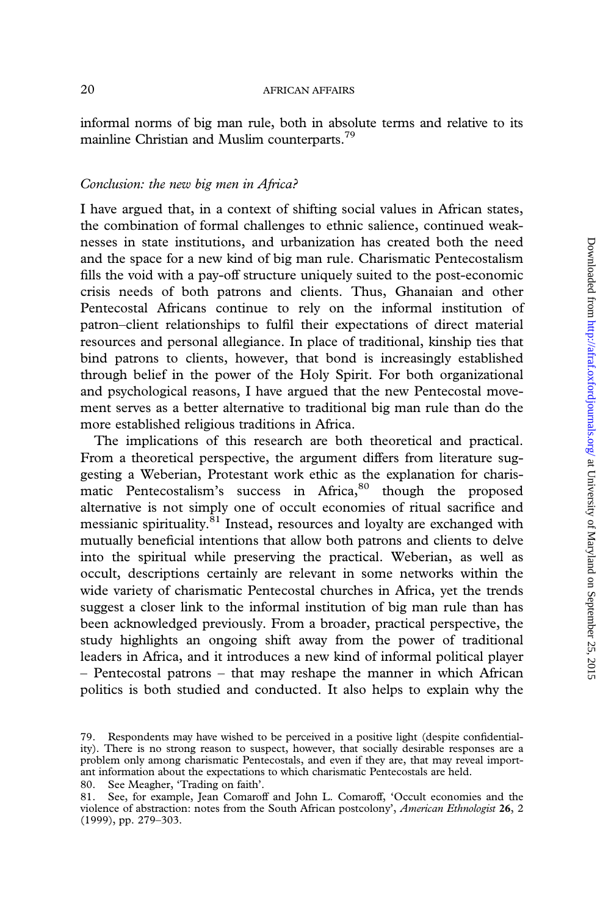informal norms of big man rule, both in absolute terms and relative to its mainline Christian and Muslim counterparts.[79]

### *Conclusion: the new big men in Africa?*

I have argued that, in a context of shifting social values in African states, the combination of formal challenges to ethnic salience, continued weaknesses in state institutions, and urbanization has created both the need and the space for a new kind of big man rule. Charismatic Pentecostalism fills the void with a pay-off structure uniquely suited to the post-economic crisis needs of both patrons and clients. Thus, Ghanaian and other Pentecostal Africans continue to rely on the informal institution of patron–client relationships to fulfil their expectations of direct material resources and personal allegiance. In place of traditional, kinship ties that bind patrons to clients, however, that bond is increasingly established through belief in the power of the Holy Spirit. For both organizational and psychological reasons, I have argued that the new Pentecostal movement serves as a better alternative to traditional big man rule than do the more established religious traditions in Africa.

The implications of this research are both theoretical and practical. From a theoretical perspective, the argument differs from literature suggesting a Weberian, Protestant work ethic as the explanation for charismatic Pentecostalism's success in Africa,[80] though the proposed alternative is not simply one of occult economies of ritual sacrifice and messianic spirituality.[81] Instead, resources and loyalty are exchanged with mutually beneficial intentions that allow both patrons and clients to delve into the spiritual while preserving the practical. Weberian, as well as occult, descriptions certainly are relevant in some networks within the wide variety of charismatic Pentecostal churches in Africa, yet the trends suggest a closer link to the informal institution of big man rule than has been acknowledged previously. From a broader, practical perspective, the study highlights an ongoing shift away from the power of traditional leaders in Africa, and it introduces a new kind of informal political player – Pentecostal patrons – that may reshape the manner in which African politics is both studied and conducted. It also helps to explain why the

79. Respondents may have wished to be perceived in a positive light (despite confidentiality). There is no strong reason to suspect, however, that socially desirable responses are a problem only among charismatic Pentecostals, and even if they are, that may reveal important information about the expectations to which charismatic Pentecostals are held.

80. See Meagher, 'Trading on faith'.

81. See, for example, Jean Comaroff and John L. Comaroff, 'Occult economies and the violence of abstraction: notes from the South African postcolony', *American Ethnologist* **26**, 2 (1999), pp. 279–303.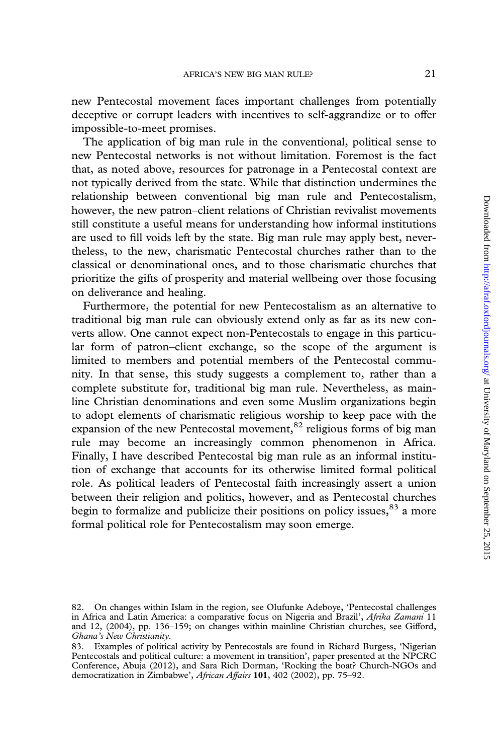new Pentecostal movement faces important challenges from potentially deceptive or corrupt leaders with incentives to self-aggrandize or to offer impossible-to-meet promises.

The application of big man rule in the conventional, political sense to new Pentecostal networks is not without limitation. Foremost is the fact that, as noted above, resources for patronage in a Pentecostal context are not typically derived from the state. While that distinction undermines the relationship between conventional big man rule and Pentecostalism, however, the new patron–client relations of Christian revivalist movements still constitute a useful means for understanding how informal institutions are used to fill voids left by the state. Big man rule may apply best, nevertheless, to the new, charismatic Pentecostal churches rather than to the classical or denominational ones, and to those charismatic churches that prioritize the gifts of prosperity and material wellbeing over those focusing on deliverance and healing.

Furthermore, the potential for new Pentecostalism as an alternative to traditional big man rule can obviously extend only as far as its new converts allow. One cannot expect non-Pentecostals to engage in this particular form of patron–client exchange, so the scope of the argument is limited to members and potential members of the Pentecostal community. In that sense, this study suggests a complement to, rather than a complete substitute for, traditional big man rule. Nevertheless, as mainline Christian denominations and even some Muslim organizations begin to adopt elements of charismatic religious worship to keep pace with the expansion of the new Pentecostal movement,[82] religious forms of big man rule may become an increasingly common phenomenon in Africa. Finally, I have described Pentecostal big man rule as an informal institution of exchange that accounts for its otherwise limited formal political role. As political leaders of Pentecostal faith increasingly assert a union between their religion and politics, however, and as Pentecostal churches begin to formalize and publicize their positions on policy issues,[83] a more formal political role for Pentecostalism may soon emerge.

82. On changes within Islam in the region, see Olufunke Adeboye, 'Pentecostal challenges in Africa and Latin America: a comparative focus on Nigeria and Brazil', *Afrika Zamani* 11 and 12, (2004), pp. 136–159; on changes within mainline Christian churches, see Gifford, *Ghana's New Christianity*.

83. Examples of political activity by Pentecostals are found in Richard Burgess, 'Nigerian Pentecostals and political culture: a movement in transition', paper presented at the NPCRC Conference, Abuja (2012), and Sara Rich Dorman, 'Rocking the boat? Church-NGOs and democratization in Zimbabwe', *African Affairs* **101**, 402 (2002), pp. 75–92.